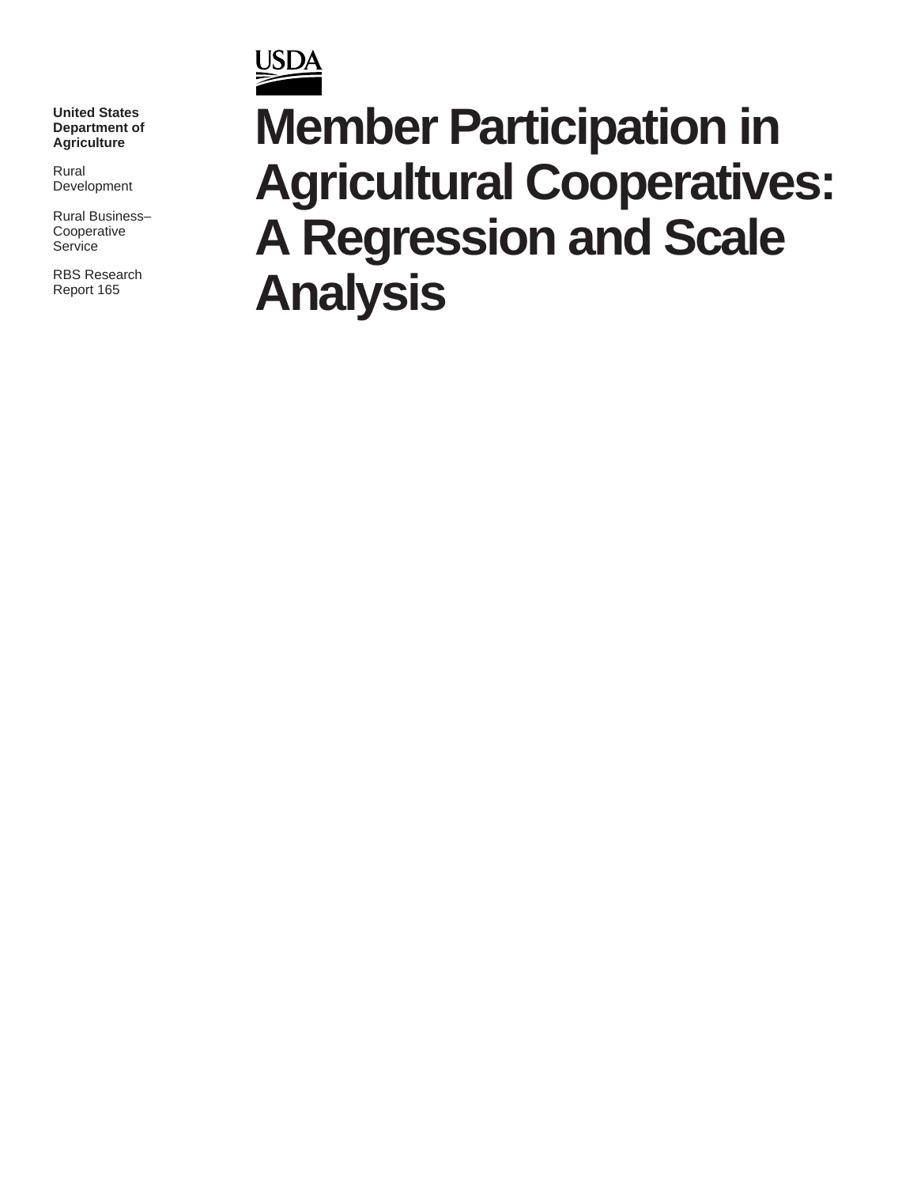USDA

**United States Department of Agriculture**

Rural Development

Rural Business–Cooperative Service

RBS Research Report 165

# Member Participation in Agricultural Cooperatives: A Regression and Scale Analysis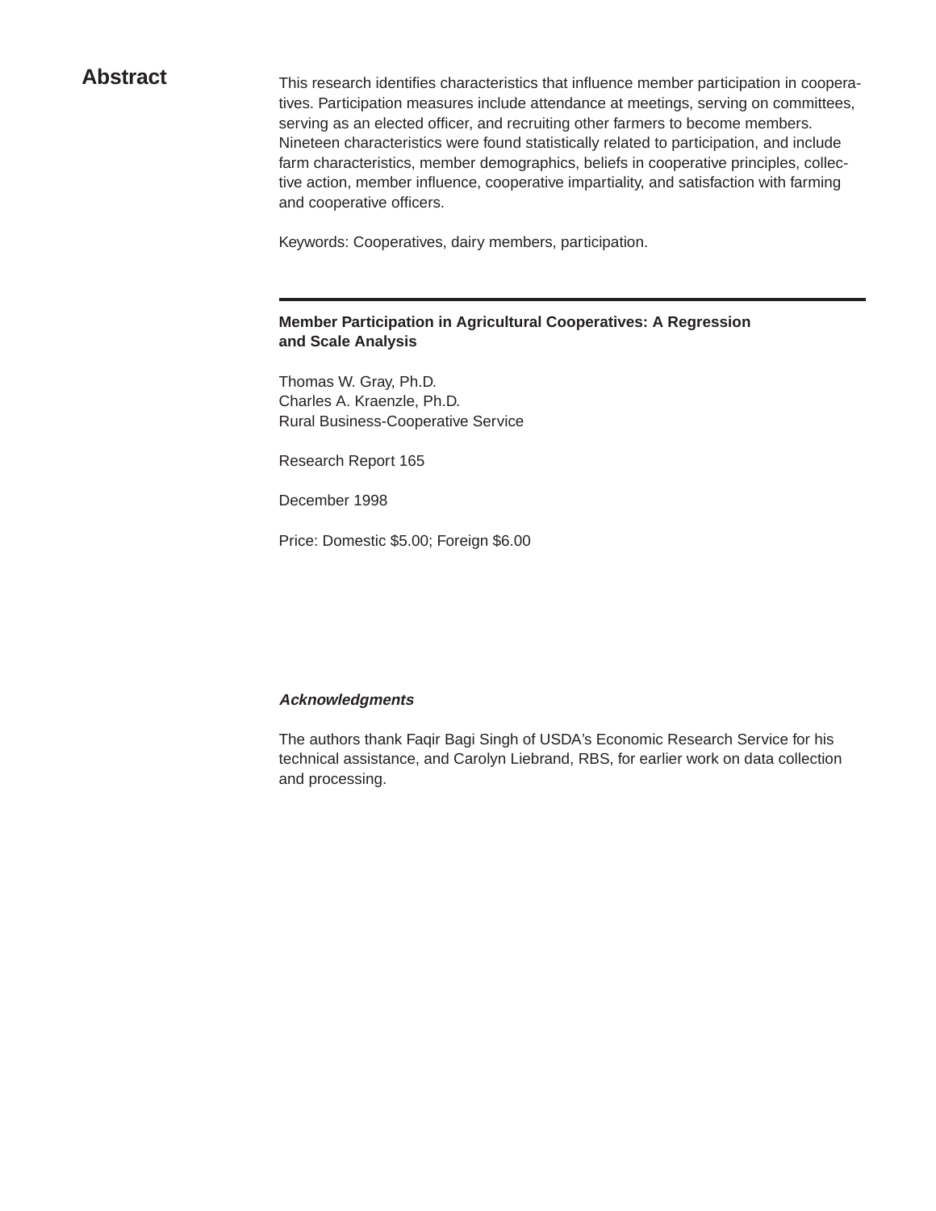## Abstract

This research identifies characteristics that influence member participation in cooperatives. Participation measures include attendance at meetings, serving on committees, serving as an elected officer, and recruiting other farmers to become members. Nineteen characteristics were found statistically related to participation, and include farm characteristics, member demographics, beliefs in cooperative principles, collective action, member influence, cooperative impartiality, and satisfaction with farming and cooperative officers.

Keywords: Cooperatives, dairy members, participation.

---

**Member Participation in Agricultural Cooperatives: A Regression and Scale Analysis**

Thomas W. Gray, Ph.D.
Charles A. Kraenzle, Ph.D.
Rural Business-Cooperative Service

Research Report 165

December 1998

Price: Domestic $5.00; Foreign $6.00

***Acknowledgments***

The authors thank Faqir Bagi Singh of USDA's Economic Research Service for his technical assistance, and Carolyn Liebrand, RBS, for earlier work on data collection and processing.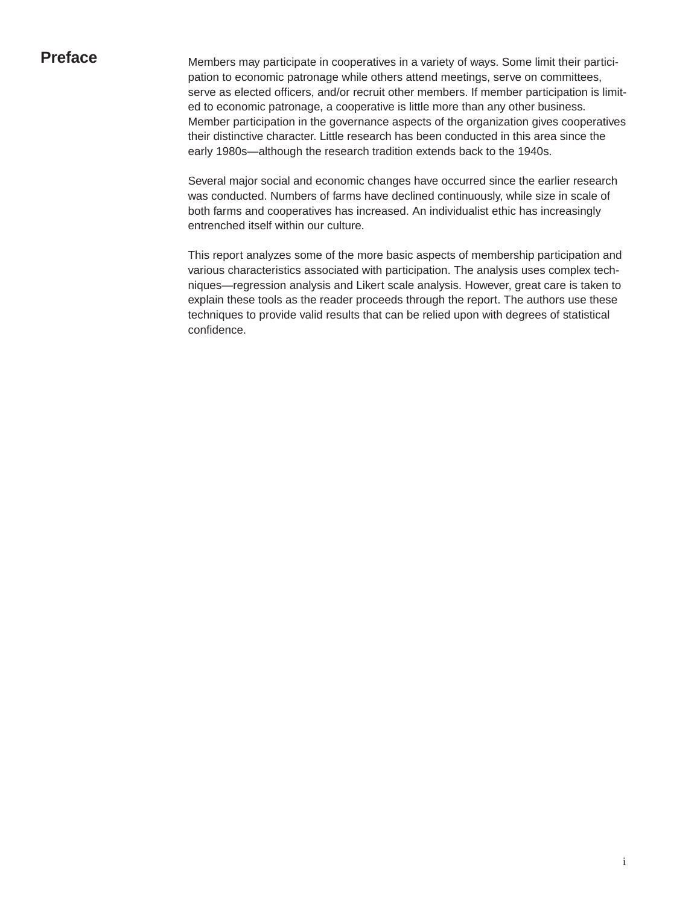# Preface

Members may participate in cooperatives in a variety of ways. Some limit their participation to economic patronage while others attend meetings, serve on committees, serve as elected officers, and/or recruit other members. If member participation is limited to economic patronage, a cooperative is little more than any other business. Member participation in the governance aspects of the organization gives cooperatives their distinctive character. Little research has been conducted in this area since the early 1980s—although the research tradition extends back to the 1940s.

Several major social and economic changes have occurred since the earlier research was conducted. Numbers of farms have declined continuously, while size in scale of both farms and cooperatives has increased. An individualist ethic has increasingly entrenched itself within our culture.

This report analyzes some of the more basic aspects of membership participation and various characteristics associated with participation. The analysis uses complex techniques—regression analysis and Likert scale analysis. However, great care is taken to explain these tools as the reader proceeds through the report. The authors use these techniques to provide valid results that can be relied upon with degrees of statistical confidence.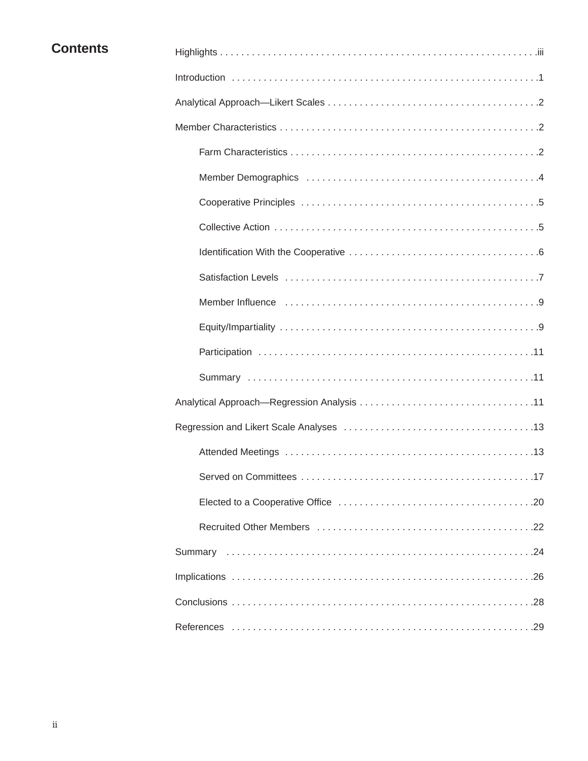## Contents

Highlights . . . . . . . . . . . . . . . . . . . . . . . . . . . . . . . . . . . . . . . . . . . . . . . . . . . . . . . . . . . . . .iii

Introduction . . . . . . . . . . . . . . . . . . . . . . . . . . . . . . . . . . . . . . . . . . . . . . . . . . . . . . . . . . . . .1

Analytical Approach—Likert Scales . . . . . . . . . . . . . . . . . . . . . . . . . . . . . . . . . . . . . . . .2

Member Characteristics . . . . . . . . . . . . . . . . . . . . . . . . . . . . . . . . . . . . . . . . . . . . . . . . . .2

- Farm Characteristics . . . . . . . . . . . . . . . . . . . . . . . . . . . . . . . . . . . . . . . . . . . . . . .2
- Member Demographics . . . . . . . . . . . . . . . . . . . . . . . . . . . . . . . . . . . . . . . . . . . .4
- Cooperative Principles . . . . . . . . . . . . . . . . . . . . . . . . . . . . . . . . . . . . . . . . . . . . .5
- Collective Action . . . . . . . . . . . . . . . . . . . . . . . . . . . . . . . . . . . . . . . . . . . . . . . . . .5
- Identification With the Cooperative . . . . . . . . . . . . . . . . . . . . . . . . . . . . . . . . . . .6
- Satisfaction Levels . . . . . . . . . . . . . . . . . . . . . . . . . . . . . . . . . . . . . . . . . . . . . . . .7
- Member Influence . . . . . . . . . . . . . . . . . . . . . . . . . . . . . . . . . . . . . . . . . . . . . . . .9
- Equity/Impartiality . . . . . . . . . . . . . . . . . . . . . . . . . . . . . . . . . . . . . . . . . . . . . . . . .9
- Participation . . . . . . . . . . . . . . . . . . . . . . . . . . . . . . . . . . . . . . . . . . . . . . . . . . . .11
- Summary . . . . . . . . . . . . . . . . . . . . . . . . . . . . . . . . . . . . . . . . . . . . . . . . . . . . . .11

Analytical Approach—Regression Analysis . . . . . . . . . . . . . . . . . . . . . . . . . . . . . . . . .11

Regression and Likert Scale Analyses . . . . . . . . . . . . . . . . . . . . . . . . . . . . . . . . . . . .13

- Attended Meetings . . . . . . . . . . . . . . . . . . . . . . . . . . . . . . . . . . . . . . . . . . . . . . .13
- Served on Committees . . . . . . . . . . . . . . . . . . . . . . . . . . . . . . . . . . . . . . . . . . . .17
- Elected to a Cooperative Office . . . . . . . . . . . . . . . . . . . . . . . . . . . . . . . . . . . . .20
- Recruited Other Members . . . . . . . . . . . . . . . . . . . . . . . . . . . . . . . . . . . . . . . . .22

Summary . . . . . . . . . . . . . . . . . . . . . . . . . . . . . . . . . . . . . . . . . . . . . . . . . . . . . . . . . . .24

Implications . . . . . . . . . . . . . . . . . . . . . . . . . . . . . . . . . . . . . . . . . . . . . . . . . . . . . . . . .26

Conclusions . . . . . . . . . . . . . . . . . . . . . . . . . . . . . . . . . . . . . . . . . . . . . . . . . . . . . . . . .28

References . . . . . . . . . . . . . . . . . . . . . . . . . . . . . . . . . . . . . . . . . . . . . . . . . . . . . . . . .29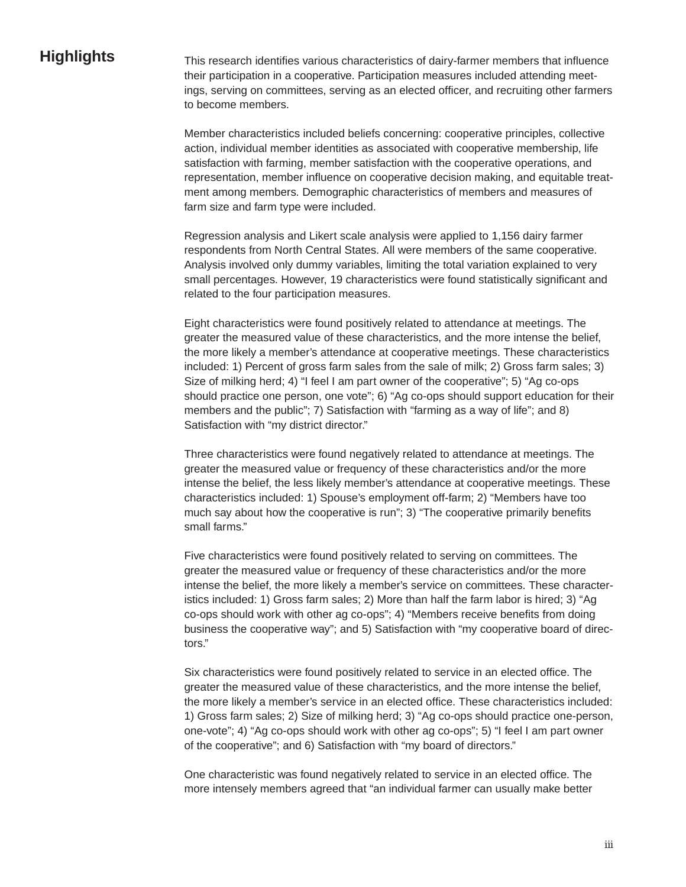## Highlights

This research identifies various characteristics of dairy-farmer members that influence their participation in a cooperative. Participation measures included attending meetings, serving on committees, serving as an elected officer, and recruiting other farmers to become members.

Member characteristics included beliefs concerning: cooperative principles, collective action, individual member identities as associated with cooperative membership, life satisfaction with farming, member satisfaction with the cooperative operations, and representation, member influence on cooperative decision making, and equitable treatment among members. Demographic characteristics of members and measures of farm size and farm type were included.

Regression analysis and Likert scale analysis were applied to 1,156 dairy farmer respondents from North Central States. All were members of the same cooperative. Analysis involved only dummy variables, limiting the total variation explained to very small percentages. However, 19 characteristics were found statistically significant and related to the four participation measures.

Eight characteristics were found positively related to attendance at meetings. The greater the measured value of these characteristics, and the more intense the belief, the more likely a member's attendance at cooperative meetings. These characteristics included: 1) Percent of gross farm sales from the sale of milk; 2) Gross farm sales; 3) Size of milking herd; 4) "I feel I am part owner of the cooperative"; 5) "Ag co-ops should practice one person, one vote"; 6) "Ag co-ops should support education for their members and the public"; 7) Satisfaction with "farming as a way of life"; and 8) Satisfaction with "my district director."

Three characteristics were found negatively related to attendance at meetings. The greater the measured value or frequency of these characteristics and/or the more intense the belief, the less likely member's attendance at cooperative meetings. These characteristics included: 1) Spouse's employment off-farm; 2) "Members have too much say about how the cooperative is run"; 3) "The cooperative primarily benefits small farms."

Five characteristics were found positively related to serving on committees. The greater the measured value or frequency of these characteristics and/or the more intense the belief, the more likely a member's service on committees. These characteristics included: 1) Gross farm sales; 2) More than half the farm labor is hired; 3) "Ag co-ops should work with other ag co-ops"; 4) "Members receive benefits from doing business the cooperative way"; and 5) Satisfaction with "my cooperative board of directors."

Six characteristics were found positively related to service in an elected office. The greater the measured value of these characteristics, and the more intense the belief, the more likely a member's service in an elected office. These characteristics included: 1) Gross farm sales; 2) Size of milking herd; 3) "Ag co-ops should practice one-person, one-vote"; 4) "Ag co-ops should work with other ag co-ops"; 5) "I feel I am part owner of the cooperative"; and 6) Satisfaction with "my board of directors."

One characteristic was found negatively related to service in an elected office. The more intensely members agreed that "an individual farmer can usually make better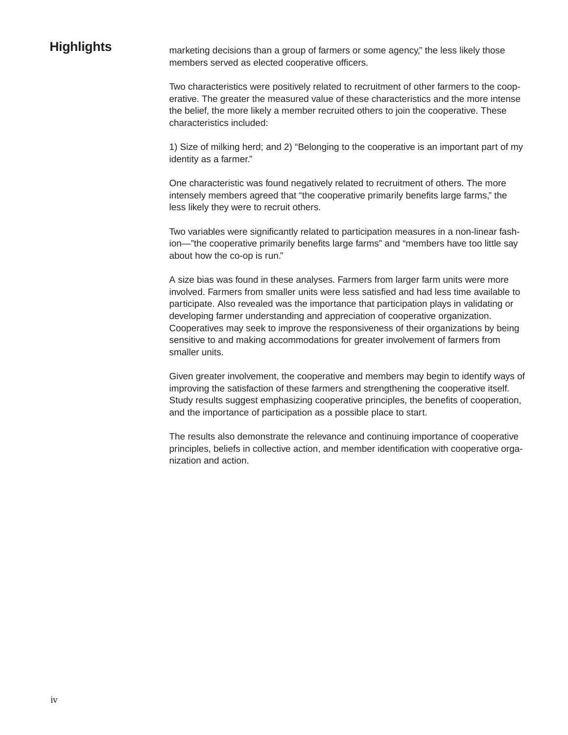## Highlights

marketing decisions than a group of farmers or some agency," the less likely those members served as elected cooperative officers.

Two characteristics were positively related to recruitment of other farmers to the cooperative. The greater the measured value of these characteristics and the more intense the belief, the more likely a member recruited others to join the cooperative. These characteristics included:

1) Size of milking herd; and 2) "Belonging to the cooperative is an important part of my identity as a farmer."

One characteristic was found negatively related to recruitment of others. The more intensely members agreed that "the cooperative primarily benefits large farms," the less likely they were to recruit others.

Two variables were significantly related to participation measures in a non-linear fashion—"the cooperative primarily benefits large farms" and "members have too little say about how the co-op is run."

A size bias was found in these analyses. Farmers from larger farm units were more involved. Farmers from smaller units were less satisfied and had less time available to participate. Also revealed was the importance that participation plays in validating or developing farmer understanding and appreciation of cooperative organization. Cooperatives may seek to improve the responsiveness of their organizations by being sensitive to and making accommodations for greater involvement of farmers from smaller units.

Given greater involvement, the cooperative and members may begin to identify ways of improving the satisfaction of these farmers and strengthening the cooperative itself. Study results suggest emphasizing cooperative principles, the benefits of cooperation, and the importance of participation as a possible place to start.

The results also demonstrate the relevance and continuing importance of cooperative principles, beliefs in collective action, and member identification with cooperative organization and action.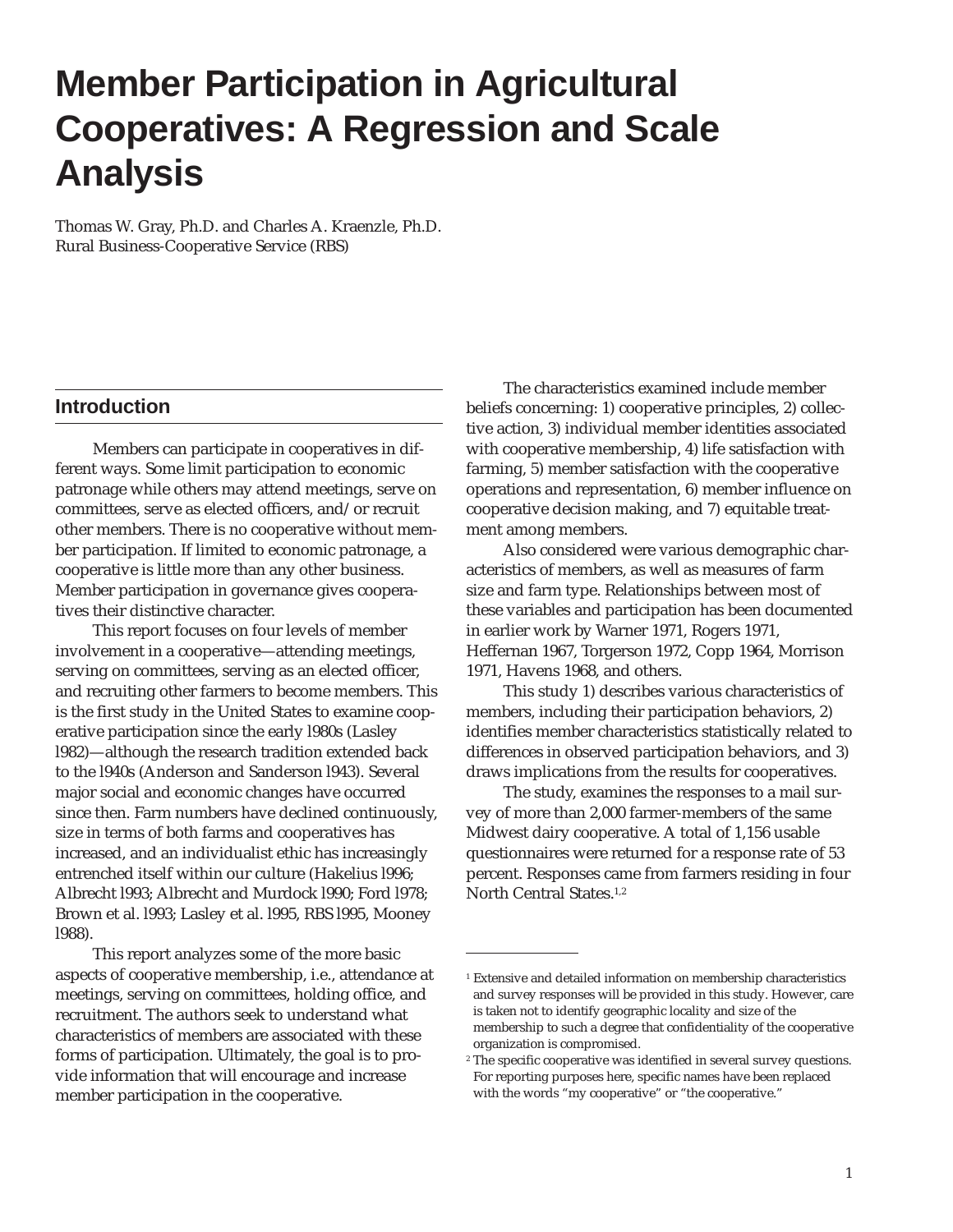# Member Participation in Agricultural Cooperatives: A Regression and Scale Analysis

Thomas W. Gray, Ph.D. and Charles A. Kraenzle, Ph.D.
Rural Business-Cooperative Service (RBS)

## Introduction

Members can participate in cooperatives in different ways. Some limit participation to economic patronage while others may attend meetings, serve on committees, serve as elected officers, and/or recruit other members. There is no cooperative without member participation. If limited to economic patronage, a cooperative is little more than any other business. Member participation in governance gives cooperatives their distinctive character.

This report focuses on four levels of member involvement in a cooperative—attending meetings, serving on committees, serving as an elected officer, and recruiting other farmers to become members. This is the first study in the United States to examine cooperative participation since the early l980s (Lasley l982)—although the research tradition extended back to the l940s (Anderson and Sanderson l943). Several major social and economic changes have occurred since then. Farm numbers have declined continuously, size in terms of both farms and cooperatives has increased, and an individualist ethic has increasingly entrenched itself within our culture (Hakelius l996; Albrecht l993; Albrecht and Murdock l990; Ford l978; Brown et al. l993; Lasley et al. l995, RBS l995, Mooney l988).

This report analyzes some of the more basic aspects of cooperative membership, i.e., attendance at meetings, serving on committees, holding office, and recruitment. The authors seek to understand what characteristics of members are associated with these forms of participation. Ultimately, the goal is to provide information that will encourage and increase member participation in the cooperative.

The characteristics examined include member beliefs concerning: 1) cooperative principles, 2) collective action, 3) individual member identities associated with cooperative membership, 4) life satisfaction with farming, 5) member satisfaction with the cooperative operations and representation, 6) member influence on cooperative decision making, and 7) equitable treatment among members.

Also considered were various demographic characteristics of members, as well as measures of farm size and farm type. Relationships between most of these variables and participation has been documented in earlier work by Warner 1971, Rogers 1971, Heffernan 1967, Torgerson 1972, Copp 1964, Morrison 1971, Havens 1968, and others.

This study 1) describes various characteristics of members, including their participation behaviors, 2) identifies member characteristics statistically related to differences in observed participation behaviors, and 3) draws implications from the results for cooperatives.

The study, examines the responses to a mail survey of more than 2,000 farmer-members of the same Midwest dairy cooperative. A total of 1,156 usable questionnaires were returned for a response rate of 53 percent. Responses came from farmers residing in four North Central States.[1,2]

[1] Extensive and detailed information on membership characteristics and survey responses will be provided in this study. However, care is taken not to identify geographic locality and size of the membership to such a degree that confidentiality of the cooperative organization is compromised.

[2] The specific cooperative was identified in several survey questions. For reporting purposes here, specific names have been replaced with the words "my cooperative" or "the cooperative."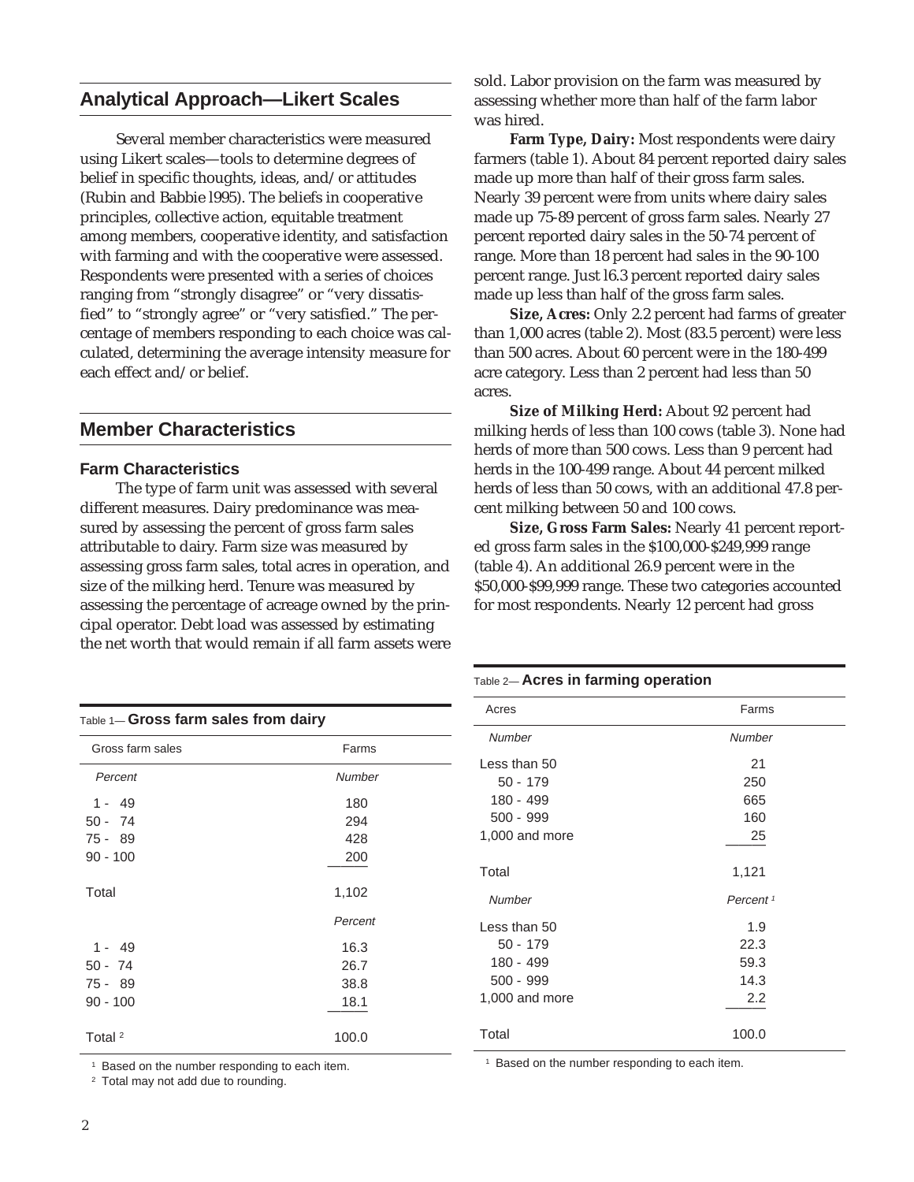## Analytical Approach—Likert Scales

Several member characteristics were measured using Likert scales—tools to determine degrees of belief in specific thoughts, ideas, and/or attitudes (Rubin and Babbie l995). The beliefs in cooperative principles, collective action, equitable treatment among members, cooperative identity, and satisfaction with farming and with the cooperative were assessed. Respondents were presented with a series of choices ranging from "strongly disagree" or "very dissatisfied" to "strongly agree" or "very satisfied." The percentage of members responding to each choice was calculated, determining the average intensity measure for each effect and/or belief.

## Member Characteristics

### Farm Characteristics

The type of farm unit was assessed with several different measures. Dairy predominance was measured by assessing the percent of gross farm sales attributable to dairy. Farm size was measured by assessing gross farm sales, total acres in operation, and size of the milking herd. Tenure was measured by assessing the percentage of acreage owned by the principal operator. Debt load was assessed by estimating the net worth that would remain if all farm assets were sold. Labor provision on the farm was measured by assessing whether more than half of the farm labor was hired.

**Farm Type, Dairy:** Most respondents were dairy farmers (table 1). About 84 percent reported dairy sales made up more than half of their gross farm sales. Nearly 39 percent were from units where dairy sales made up 75-89 percent of gross farm sales. Nearly 27 percent reported dairy sales in the 50-74 percent of range. More than 18 percent had sales in the 90-100 percent range. Just l6.3 percent reported dairy sales made up less than half of the gross farm sales.

**Size, Acres:** Only 2.2 percent had farms of greater than 1,000 acres (table 2). Most (83.5 percent) were less than 500 acres. About 60 percent were in the 180-499 acre category. Less than 2 percent had less than 50 acres.

**Size of Milking Herd:** About 92 percent had milking herds of less than 100 cows (table 3). None had herds of more than 500 cows. Less than 9 percent had herds in the 100-499 range. About 44 percent milked herds of less than 50 cows, with an additional 47.8 percent milking between 50 and 100 cows.

**Size, Gross Farm Sales:** Nearly 41 percent reported gross farm sales in the $100,000-$249,999 range (table 4). An additional 26.9 percent were in the $50,000-$99,999 range. These two categories accounted for most respondents. Nearly 12 percent had gross

Table 1— **Gross farm sales from dairy**

| Gross farm sales | Farms |
|---|---|
| *Percent* | *Number* |
| 1 - 49 | 180 |
| 50 - 74 | 294 |
| 75 - 89 | 428 |
| 90 - 100 | 200 |
| Total | 1,102 |
| | *Percent* |
| 1 - 49 | 16.3 |
| 50 - 74 | 26.7 |
| 75 - 89 | 38.8 |
| 90 - 100 | 18.1 |
| Total [2] | 100.0 |

[1] Based on the number responding to each item.

[2] Total may not add due to rounding.

Table 2— **Acres in farming operation**

| Acres | Farms |
|---|---|
| *Number* | *Number* |
| Less than 50 | 21 |
| 50 - 179 | 250 |
| 180 - 499 | 665 |
| 500 - 999 | 160 |
| 1,000 and more | 25 |
| Total | 1,121 |
| *Number* | *Percent* [1] |
| Less than 50 | 1.9 |
| 50 - 179 | 22.3 |
| 180 - 499 | 59.3 |
| 500 - 999 | 14.3 |
| 1,000 and more | 2.2 |
| Total | 100.0 |

[1] Based on the number responding to each item.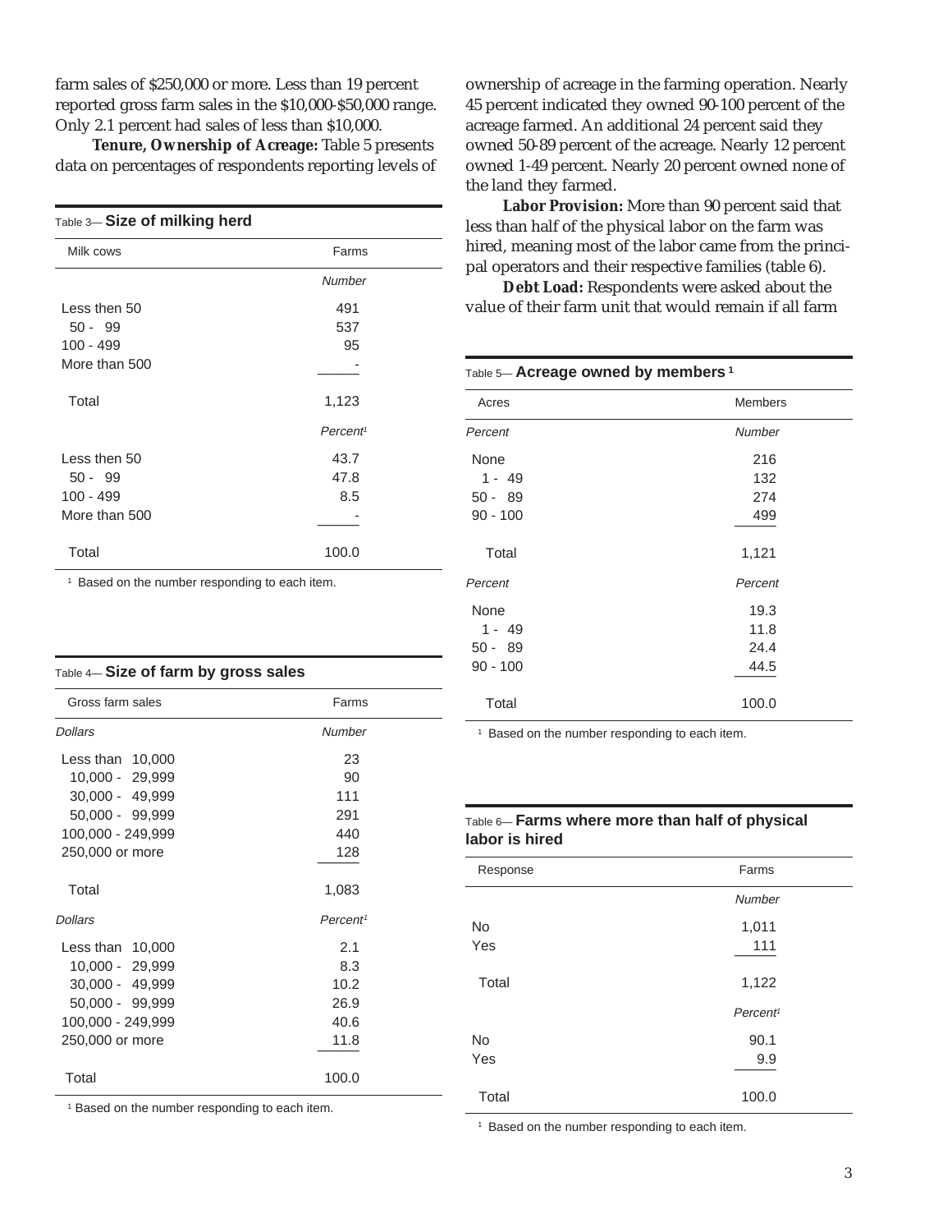farm sales of $250,000 or more. Less than 19 percent reported gross farm sales in the $10,000-$50,000 range. Only 2.1 percent had sales of less than $10,000.

**Tenure, Ownership of Acreage:** Table 5 presents data on percentages of respondents reporting levels of ownership of acreage in the farming operation. Nearly 45 percent indicated they owned 90-100 percent of the acreage farmed. An additional 24 percent said they owned 50-89 percent of the acreage. Nearly 12 percent owned 1-49 percent. Nearly 20 percent owned none of the land they farmed.

**Labor Provision:** More than 90 percent said that less than half of the physical labor on the farm was hired, meaning most of the labor came from the principal operators and their respective families (table 6).

**Debt Load:** Respondents were asked about the value of their farm unit that would remain if all farm

Table 3— **Size of milking herd**

| Milk cows | Farms |
|---|---|
| | *Number* |
| Less then 50 | 491 |
| 50 - 99 | 537 |
| 100 - 499 | 95 |
| More than 500 | - |
| Total | 1,123 |
| | *Percent*[1] |
| Less then 50 | 43.7 |
| 50 - 99 | 47.8 |
| 100 - 499 | 8.5 |
| More than 500 | - |
| Total | 100.0 |

[1] Based on the number responding to each item.

Table 4— **Size of farm by gross sales**

| Gross farm sales | Farms |
|---|---|
| *Dollars* | *Number* |
| Less than 10,000 | 23 |
| 10,000 - 29,999 | 90 |
| 30,000 - 49,999 | 111 |
| 50,000 - 99,999 | 291 |
| 100,000 - 249,999 | 440 |
| 250,000 or more | 128 |
| Total | 1,083 |
| *Dollars* | *Percent*[1] |
| Less than 10,000 | 2.1 |
| 10,000 - 29,999 | 8.3 |
| 30,000 - 49,999 | 10.2 |
| 50,000 - 99,999 | 26.9 |
| 100,000 - 249,999 | 40.6 |
| 250,000 or more | 11.8 |
| Total | 100.0 |

[1] Based on the number responding to each item.

Table 5— **Acreage owned by members** [1]

| Acres | Members |
|---|---|
| *Percent* | *Number* |
| None | 216 |
| 1 - 49 | 132 |
| 50 - 89 | 274 |
| 90 - 100 | 499 |
| Total | 1,121 |
| *Percent* | *Percent* |
| None | 19.3 |
| 1 - 49 | 11.8 |
| 50 - 89 | 24.4 |
| 90 - 100 | 44.5 |
| Total | 100.0 |

[1] Based on the number responding to each item.

Table 6— **Farms where more than half of physical labor is hired**

| Response | Farms |
|---|---|
| | *Number* |
| No | 1,011 |
| Yes | 111 |
| Total | 1,122 |
| | *Percent*[1] |
| No | 90.1 |
| Yes | 9.9 |
| Total | 100.0 |

[1] Based on the number responding to each item.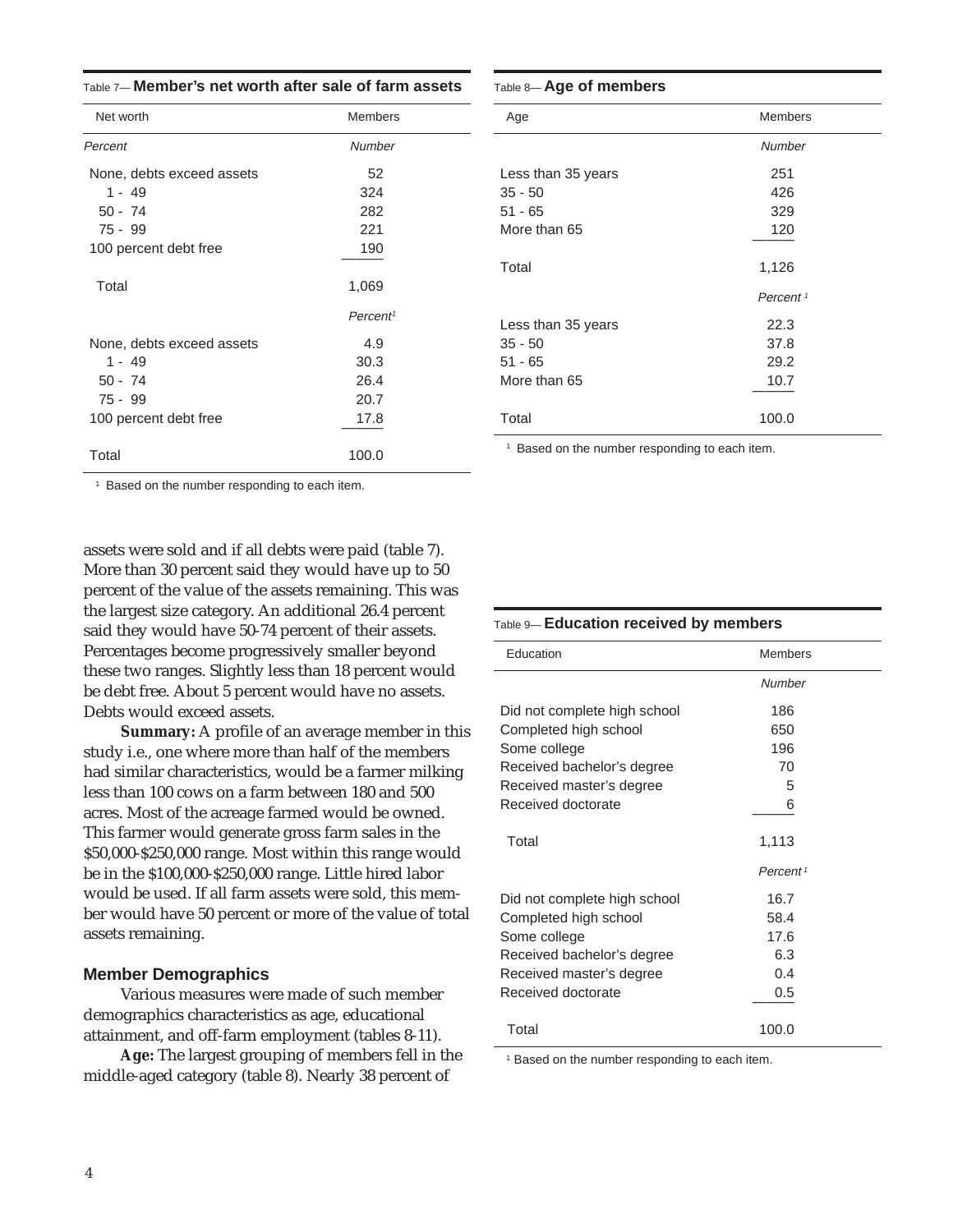Table 7— **Member's net worth after sale of farm assets**

| Net worth | Members |
|---|---|
| *Percent* | *Number* |
| None, debts exceed assets | 52 |
| 1 - 49 | 324 |
| 50 - 74 | 282 |
| 75 - 99 | 221 |
| 100 percent debt free | 190 |
| Total | 1,069 |
| | *Percent*[1] |
| None, debts exceed assets | 4.9 |
| 1 - 49 | 30.3 |
| 50 - 74 | 26.4 |
| 75 - 99 | 20.7 |
| 100 percent debt free | 17.8 |
| Total | 100.0 |

[1] Based on the number responding to each item.

Table 8— **Age of members**

| Age | Members |
|---|---|
| | *Number* |
| Less than 35 years | 251 |
| 35 - 50 | 426 |
| 51 - 65 | 329 |
| More than 65 | 120 |
| Total | 1,126 |
| | *Percent*[1] |
| Less than 35 years | 22.3 |
| 35 - 50 | 37.8 |
| 51 - 65 | 29.2 |
| More than 65 | 10.7 |
| Total | 100.0 |

[1] Based on the number responding to each item.

assets were sold and if all debts were paid (table 7). More than 30 percent said they would have up to 50 percent of the value of the assets remaining. This was the largest size category. An additional 26.4 percent said they would have 50-74 percent of their assets. Percentages become progressively smaller beyond these two ranges. Slightly less than 18 percent would be debt free. About 5 percent would have no assets. Debts would exceed assets.

**Summary:** A profile of an average member in this study i.e., one where more than half of the members had similar characteristics, would be a farmer milking less than 100 cows on a farm between 180 and 500 acres. Most of the acreage farmed would be owned. This farmer would generate gross farm sales in the $50,000-$250,000 range. Most within this range would be in the $100,000-$250,000 range. Little hired labor would be used. If all farm assets were sold, this member would have 50 percent or more of the value of total assets remaining.

## Member Demographics

Various measures were made of such member demographics characteristics as age, educational attainment, and off-farm employment (tables 8-11).

**Age:** The largest grouping of members fell in the middle-aged category (table 8). Nearly 38 percent of

Table 9— **Education received by members**

| Education | Members |
|---|---|
| | *Number* |
| Did not complete high school | 186 |
| Completed high school | 650 |
| Some college | 196 |
| Received bachelor's degree | 70 |
| Received master's degree | 5 |
| Received doctorate | 6 |
| Total | 1,113 |
| | *Percent*[1] |
| Did not complete high school | 16.7 |
| Completed high school | 58.4 |
| Some college | 17.6 |
| Received bachelor's degree | 6.3 |
| Received master's degree | 0.4 |
| Received doctorate | 0.5 |
| Total | 100.0 |

[1] Based on the number responding to each item.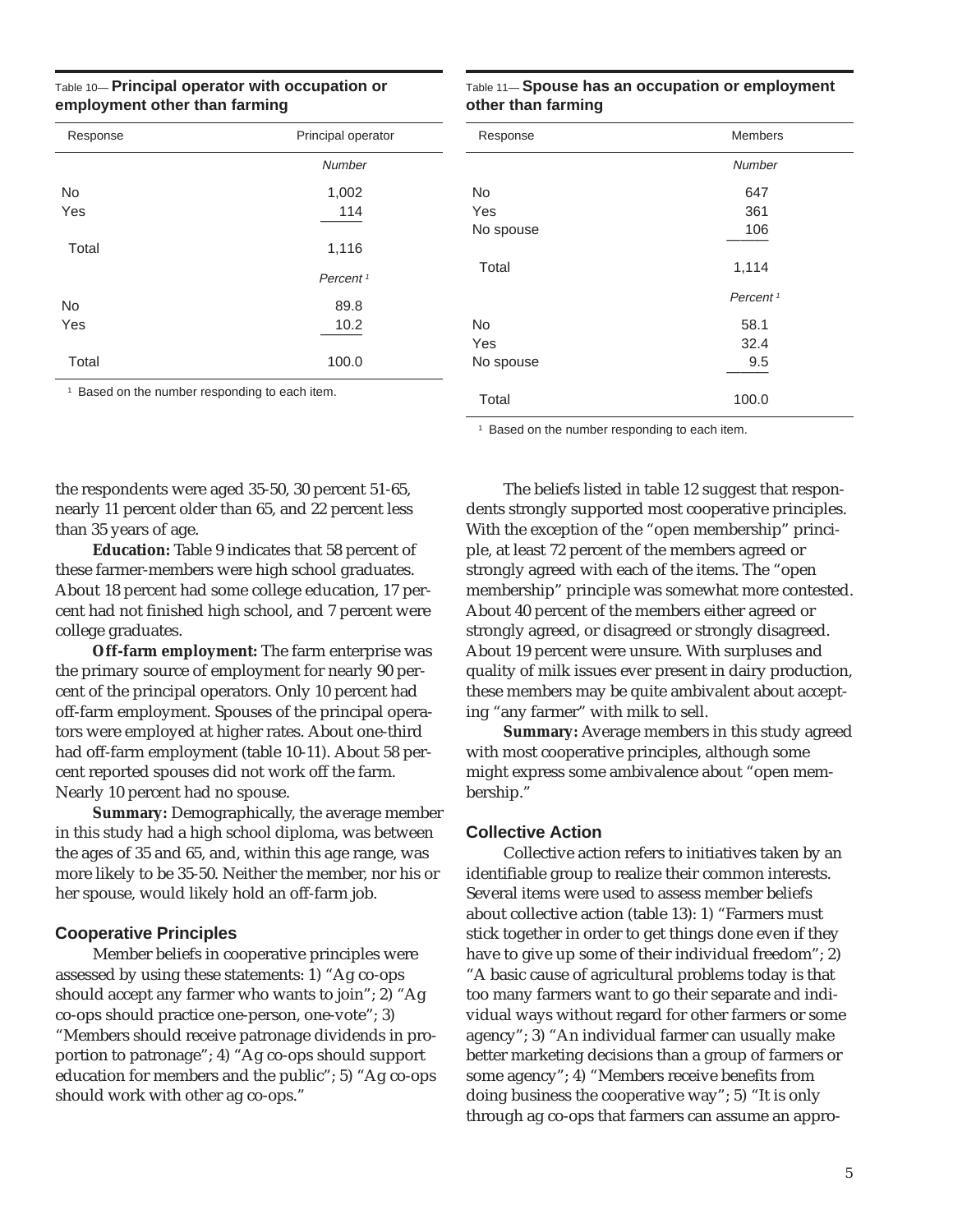Table 10— **Principal operator with occupation or employment other than farming**

| Response | Principal operator |
|---|---|
| | *Number* |
| No | 1,002 |
| Yes | 114 |
| Total | 1,116 |
| | *Percent* [1] |
| No | 89.8 |
| Yes | 10.2 |
| Total | 100.0 |

[1] Based on the number responding to each item.

Table 11— **Spouse has an occupation or employment other than farming**

| Response | Members |
|---|---|
| | *Number* |
| No | 647 |
| Yes | 361 |
| No spouse | 106 |
| Total | 1,114 |
| | *Percent* [1] |
| No | 58.1 |
| Yes | 32.4 |
| No spouse | 9.5 |
| Total | 100.0 |

[1] Based on the number responding to each item.

the respondents were aged 35-50, 30 percent 51-65, nearly 11 percent older than 65, and 22 percent less than 35 years of age.

**Education:** Table 9 indicates that 58 percent of these farmer-members were high school graduates. About 18 percent had some college education, 17 percent had not finished high school, and 7 percent were college graduates.

**Off-farm employment:** The farm enterprise was the primary source of employment for nearly 90 percent of the principal operators. Only 10 percent had off-farm employment. Spouses of the principal operators were employed at higher rates. About one-third had off-farm employment (table 10-11). About 58 percent reported spouses did not work off the farm. Nearly 10 percent had no spouse.

**Summary:** Demographically, the average member in this study had a high school diploma, was between the ages of 35 and 65, and, within this age range, was more likely to be 35-50. Neither the member, nor his or her spouse, would likely hold an off-farm job.

## Cooperative Principles

Member beliefs in cooperative principles were assessed by using these statements: 1) "Ag co-ops should accept any farmer who wants to join"; 2) "Ag co-ops should practice one-person, one-vote"; 3) "Members should receive patronage dividends in proportion to patronage"; 4) "Ag co-ops should support education for members and the public"; 5) "Ag co-ops should work with other ag co-ops."

The beliefs listed in table 12 suggest that respondents strongly supported most cooperative principles. With the exception of the "open membership" principle, at least 72 percent of the members agreed or strongly agreed with each of the items. The "open membership" principle was somewhat more contested. About 40 percent of the members either agreed or strongly agreed, or disagreed or strongly disagreed. About 19 percent were unsure. With surpluses and quality of milk issues ever present in dairy production, these members may be quite ambivalent about accepting "any farmer" with milk to sell.

**Summary:** Average members in this study agreed with most cooperative principles, although some might express some ambivalence about "open membership."

## Collective Action

Collective action refers to initiatives taken by an identifiable group to realize their common interests. Several items were used to assess member beliefs about collective action (table 13): 1) "Farmers must stick together in order to get things done even if they have to give up some of their individual freedom"; 2) "A basic cause of agricultural problems today is that too many farmers want to go their separate and individual ways without regard for other farmers or some agency"; 3) "An individual farmer can usually make better marketing decisions than a group of farmers or some agency"; 4) "Members receive benefits from doing business the cooperative way"; 5) "It is only through ag co-ops that farmers can assume an appro-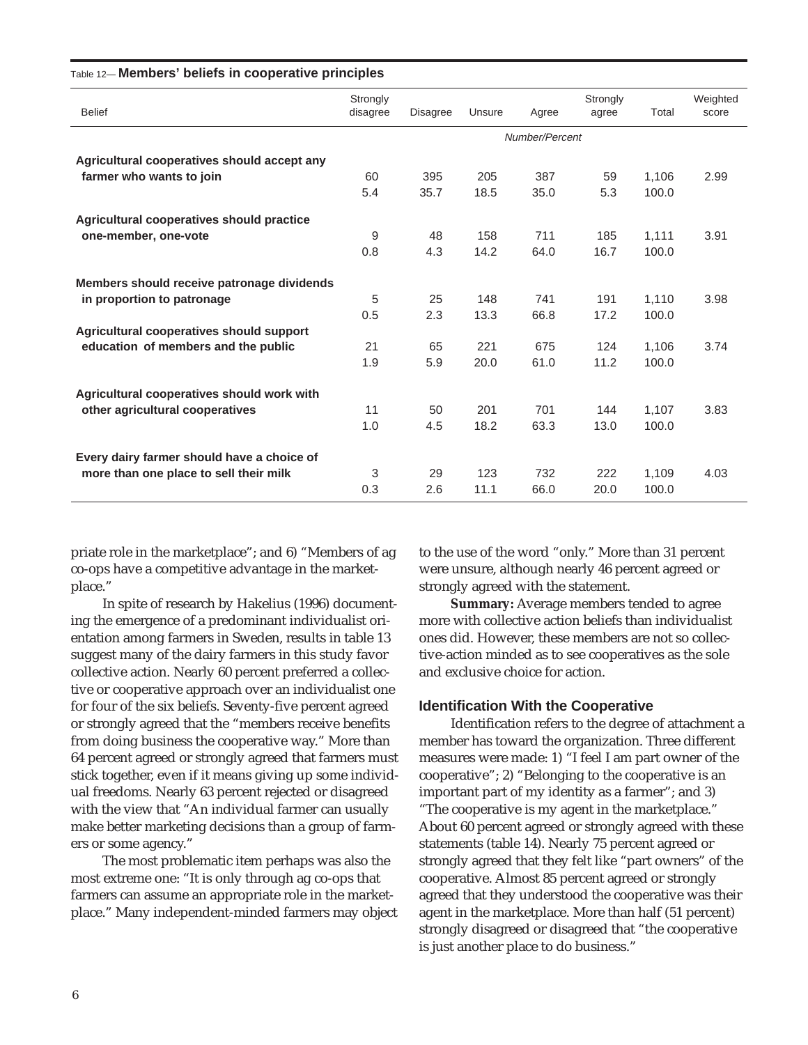Table 12— **Members' beliefs in cooperative principles**

| Belief | Strongly disagree | Disagree | Unsure | Agree | Strongly agree | Total | Weighted score |
|---|---|---|---|---|---|---|---|
| | *Number/Percent* | | | | | | |
| **Agricultural cooperatives should accept any farmer who wants to join** | 60 | 395 | 205 | 387 | 59 | 1,106 | 2.99 |
| | 5.4 | 35.7 | 18.5 | 35.0 | 5.3 | 100.0 | |
| **Agricultural cooperatives should practice one-member, one-vote** | 9 | 48 | 158 | 711 | 185 | 1,111 | 3.91 |
| | 0.8 | 4.3 | 14.2 | 64.0 | 16.7 | 100.0 | |
| **Members should receive patronage dividends in proportion to patronage** | 5 | 25 | 148 | 741 | 191 | 1,110 | 3.98 |
| | 0.5 | 2.3 | 13.3 | 66.8 | 17.2 | 100.0 | |
| **Agricultural cooperatives should support education of members and the public** | 21 | 65 | 221 | 675 | 124 | 1,106 | 3.74 |
| | 1.9 | 5.9 | 20.0 | 61.0 | 11.2 | 100.0 | |
| **Agricultural cooperatives should work with other agricultural cooperatives** | 11 | 50 | 201 | 701 | 144 | 1,107 | 3.83 |
| | 1.0 | 4.5 | 18.2 | 63.3 | 13.0 | 100.0 | |
| **Every dairy farmer should have a choice of more than one place to sell their milk** | 3 | 29 | 123 | 732 | 222 | 1,109 | 4.03 |
| | 0.3 | 2.6 | 11.1 | 66.0 | 20.0 | 100.0 | |

priate role in the marketplace"; and 6) "Members of ag co-ops have a competitive advantage in the marketplace."

In spite of research by Hakelius (1996) documenting the emergence of a predominant individualist orientation among farmers in Sweden, results in table 13 suggest many of the dairy farmers in this study favor collective action. Nearly 60 percent preferred a collective or cooperative approach over an individualist one for four of the six beliefs. Seventy-five percent agreed or strongly agreed that the "members receive benefits from doing business the cooperative way." More than 64 percent agreed or strongly agreed that farmers must stick together, even if it means giving up some individual freedoms. Nearly 63 percent rejected or disagreed with the view that "An individual farmer can usually make better marketing decisions than a group of farmers or some agency."

The most problematic item perhaps was also the most extreme one: "It is only through ag co-ops that farmers can assume an appropriate role in the marketplace." Many independent-minded farmers may object to the use of the word "only." More than 31 percent were unsure, although nearly 46 percent agreed or strongly agreed with the statement.

**Summary:** Average members tended to agree more with collective action beliefs than individualist ones did. However, these members are not so collective-action minded as to see cooperatives as the sole and exclusive choice for action.

### Identification With the Cooperative

Identification refers to the degree of attachment a member has toward the organization. Three different measures were made: 1) "I feel I am part owner of the cooperative"; 2) "Belonging to the cooperative is an important part of my identity as a farmer"; and 3) "The cooperative is my agent in the marketplace." About 60 percent agreed or strongly agreed with these statements (table 14). Nearly 75 percent agreed or strongly agreed that they felt like "part owners" of the cooperative. Almost 85 percent agreed or strongly agreed that they understood the cooperative was their agent in the marketplace. More than half (51 percent) strongly disagreed or disagreed that "the cooperative is just another place to do business."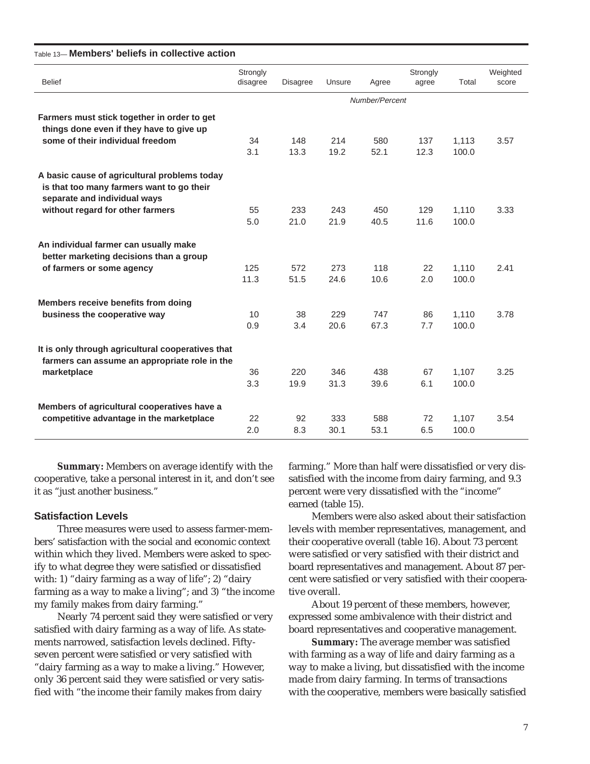Table 13— **Members' beliefs in collective action**

| Belief | Strongly disagree | Disagree | Unsure | Agree | Strongly agree | Total | Weighted score |
|---|---|---|---|---|---|---|---|
| | | | | *Number/Percent* | | | |
| **Farmers must stick together in order to get things done even if they have to give up some of their individual freedom** | 34 | 148 | 214 | 580 | 137 | 1,113 | 3.57 |
| | 3.1 | 13.3 | 19.2 | 52.1 | 12.3 | 100.0 | |
| **A basic cause of agricultural problems today is that too many farmers want to go their separate and individual ways without regard for other farmers** | 55 | 233 | 243 | 450 | 129 | 1,110 | 3.33 |
| | 5.0 | 21.0 | 21.9 | 40.5 | 11.6 | 100.0 | |
| **An individual farmer can usually make better marketing decisions than a group of farmers or some agency** | 125 | 572 | 273 | 118 | 22 | 1,110 | 2.41 |
| | 11.3 | 51.5 | 24.6 | 10.6 | 2.0 | 100.0 | |
| **Members receive benefits from doing business the cooperative way** | 10 | 38 | 229 | 747 | 86 | 1,110 | 3.78 |
| | 0.9 | 3.4 | 20.6 | 67.3 | 7.7 | 100.0 | |
| **It is only through agricultural cooperatives that farmers can assume an appropriate role in the marketplace** | 36 | 220 | 346 | 438 | 67 | 1,107 | 3.25 |
| | 3.3 | 19.9 | 31.3 | 39.6 | 6.1 | 100.0 | |
| **Members of agricultural cooperatives have a competitive advantage in the marketplace** | 22 | 92 | 333 | 588 | 72 | 1,107 | 3.54 |
| | 2.0 | 8.3 | 30.1 | 53.1 | 6.5 | 100.0 | |

**Summary:** Members on average identify with the cooperative, take a personal interest in it, and don't see it as "just another business."

### Satisfaction Levels

Three measures were used to assess farmer-members' satisfaction with the social and economic context within which they lived. Members were asked to specify to what degree they were satisfied or dissatisfied with: 1) "dairy farming as a way of life"; 2) "dairy farming as a way to make a living"; and 3) "the income my family makes from dairy farming."

Nearly 74 percent said they were satisfied or very satisfied with dairy farming as a way of life. As statements narrowed, satisfaction levels declined. Fifty-seven percent were satisfied or very satisfied with "dairy farming as a way to make a living." However, only 36 percent said they were satisfied or very satisfied with "the income their family makes from dairy farming." More than half were dissatisfied or very dissatisfied with the income from dairy farming, and 9.3 percent were very dissatisfied with the "income" earned (table 15).

Members were also asked about their satisfaction levels with member representatives, management, and their cooperative overall (table 16). About 73 percent were satisfied or very satisfied with their district and board representatives and management. About 87 percent were satisfied or very satisfied with their cooperative overall.

About 19 percent of these members, however, expressed some ambivalence with their district and board representatives and cooperative management.

**Summary:** The average member was satisfied with farming as a way of life and dairy farming as a way to make a living, but dissatisfied with the income made from dairy farming. In terms of transactions with the cooperative, members were basically satisfied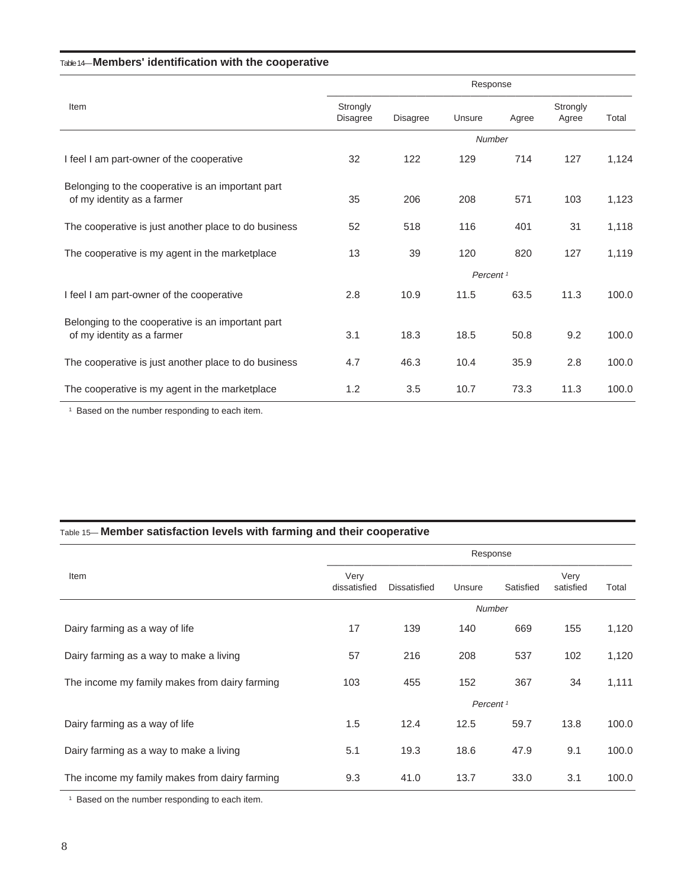Table 14—**Members' identification with the cooperative**

| Item | Response | | | | | |
|---|---|---|---|---|---|---|
| | Strongly Disagree | Disagree | Unsure | Agree | Strongly Agree | Total |
| | *Number* | | | | | |
| I feel I am part-owner of the cooperative | 32 | 122 | 129 | 714 | 127 | 1,124 |
| Belonging to the cooperative is an important part of my identity as a farmer | 35 | 206 | 208 | 571 | 103 | 1,123 |
| The cooperative is just another place to do business | 52 | 518 | 116 | 401 | 31 | 1,118 |
| The cooperative is my agent in the marketplace | 13 | 39 | 120 | 820 | 127 | 1,119 |
| | *Percent* [1] | | | | | |
| I feel I am part-owner of the cooperative | 2.8 | 10.9 | 11.5 | 63.5 | 11.3 | 100.0 |
| Belonging to the cooperative is an important part of my identity as a farmer | 3.1 | 18.3 | 18.5 | 50.8 | 9.2 | 100.0 |
| The cooperative is just another place to do business | 4.7 | 46.3 | 10.4 | 35.9 | 2.8 | 100.0 |
| The cooperative is my agent in the marketplace | 1.2 | 3.5 | 10.7 | 73.3 | 11.3 | 100.0 |

[1] Based on the number responding to each item.

Table 15— **Member satisfaction levels with farming and their cooperative**

| Item | Response | | | | | |
|---|---|---|---|---|---|---|
| | Very dissatisfied | Dissatisfied | Unsure | Satisfied | Very satisfied | Total |
| | *Number* | | | | | |
| Dairy farming as a way of life | 17 | 139 | 140 | 669 | 155 | 1,120 |
| Dairy farming as a way to make a living | 57 | 216 | 208 | 537 | 102 | 1,120 |
| The income my family makes from dairy farming | 103 | 455 | 152 | 367 | 34 | 1,111 |
| | *Percent* [1] | | | | | |
| Dairy farming as a way of life | 1.5 | 12.4 | 12.5 | 59.7 | 13.8 | 100.0 |
| Dairy farming as a way to make a living | 5.1 | 19.3 | 18.6 | 47.9 | 9.1 | 100.0 |
| The income my family makes from dairy farming | 9.3 | 41.0 | 13.7 | 33.0 | 3.1 | 100.0 |

[1] Based on the number responding to each item.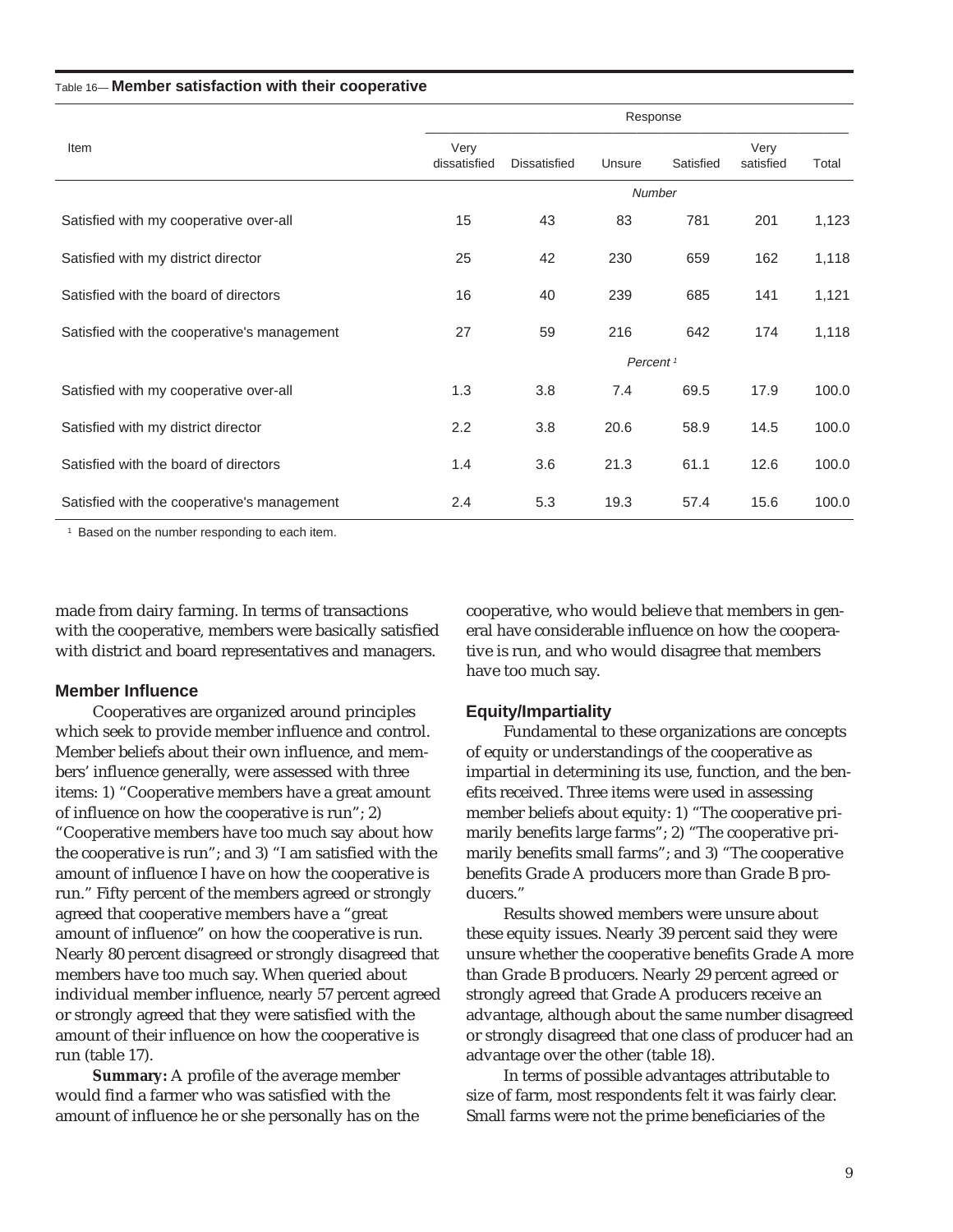Table 16— **Member satisfaction with their cooperative**

| Item | Response | | | | | |
|---|---|---|---|---|---|---|
| | Very dissatisfied | Dissatisfied | Unsure | Satisfied | Very satisfied | Total |
| | *Number* | | | | | |
| Satisfied with my cooperative over-all | 15 | 43 | 83 | 781 | 201 | 1,123 |
| Satisfied with my district director | 25 | 42 | 230 | 659 | 162 | 1,118 |
| Satisfied with the board of directors | 16 | 40 | 239 | 685 | 141 | 1,121 |
| Satisfied with the cooperative's management | 27 | 59 | 216 | 642 | 174 | 1,118 |
| | *Percent* [1] | | | | | |
| Satisfied with my cooperative over-all | 1.3 | 3.8 | 7.4 | 69.5 | 17.9 | 100.0 |
| Satisfied with my district director | 2.2 | 3.8 | 20.6 | 58.9 | 14.5 | 100.0 |
| Satisfied with the board of directors | 1.4 | 3.6 | 21.3 | 61.1 | 12.6 | 100.0 |
| Satisfied with the cooperative's management | 2.4 | 5.3 | 19.3 | 57.4 | 15.6 | 100.0 |

[1] Based on the number responding to each item.

made from dairy farming. In terms of transactions with the cooperative, members were basically satisfied with district and board representatives and managers.

### Member Influence

Cooperatives are organized around principles which seek to provide member influence and control. Member beliefs about their own influence, and members' influence generally, were assessed with three items: 1) "Cooperative members have a great amount of influence on how the cooperative is run"; 2) "Cooperative members have too much say about how the cooperative is run"; and 3) "I am satisfied with the amount of influence I have on how the cooperative is run." Fifty percent of the members agreed or strongly agreed that cooperative members have a "great amount of influence" on how the cooperative is run. Nearly 80 percent disagreed or strongly disagreed that members have too much say. When queried about individual member influence, nearly 57 percent agreed or strongly agreed that they were satisfied with the amount of their influence on how the cooperative is run (table 17).

**Summary:** A profile of the average member would find a farmer who was satisfied with the amount of influence he or she personally has on the cooperative, who would believe that members in general have considerable influence on how the cooperative is run, and who would disagree that members have too much say.

### Equity/Impartiality

Fundamental to these organizations are concepts of equity or understandings of the cooperative as impartial in determining its use, function, and the benefits received. Three items were used in assessing member beliefs about equity: 1) "The cooperative primarily benefits large farms"; 2) "The cooperative primarily benefits small farms"; and 3) "The cooperative benefits Grade A producers more than Grade B producers."

Results showed members were unsure about these equity issues. Nearly 39 percent said they were unsure whether the cooperative benefits Grade A more than Grade B producers. Nearly 29 percent agreed or strongly agreed that Grade A producers receive an advantage, although about the same number disagreed or strongly disagreed that one class of producer had an advantage over the other (table 18).

In terms of possible advantages attributable to size of farm, most respondents felt it was fairly clear. Small farms were not the prime beneficiaries of the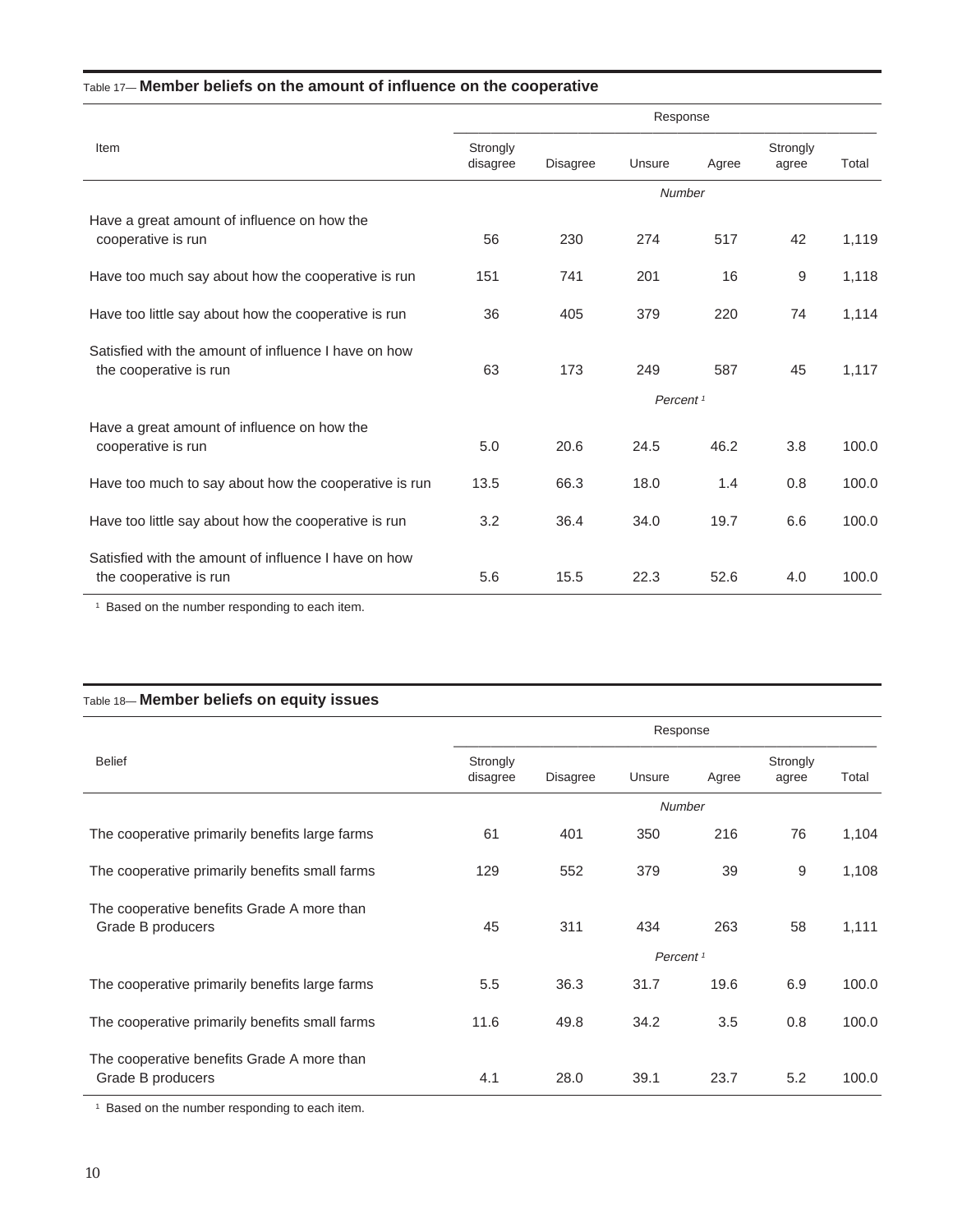Table 17— **Member beliefs on the amount of influence on the cooperative**

| Item | Response | | | | | |
|---|---|---|---|---|---|---|
| | Strongly disagree | Disagree | Unsure | Agree | Strongly agree | Total |
| | *Number* | | | | | |
| Have a great amount of influence on how the cooperative is run | 56 | 230 | 274 | 517 | 42 | 1,119 |
| Have too much say about how the cooperative is run | 151 | 741 | 201 | 16 | 9 | 1,118 |
| Have too little say about how the cooperative is run | 36 | 405 | 379 | 220 | 74 | 1,114 |
| Satisfied with the amount of influence I have on how the cooperative is run | 63 | 173 | 249 | 587 | 45 | 1,117 |
| | *Percent* [1] | | | | | |
| Have a great amount of influence on how the cooperative is run | 5.0 | 20.6 | 24.5 | 46.2 | 3.8 | 100.0 |
| Have too much to say about how the cooperative is run | 13.5 | 66.3 | 18.0 | 1.4 | 0.8 | 100.0 |
| Have too little say about how the cooperative is run | 3.2 | 36.4 | 34.0 | 19.7 | 6.6 | 100.0 |
| Satisfied with the amount of influence I have on how the cooperative is run | 5.6 | 15.5 | 22.3 | 52.6 | 4.0 | 100.0 |

[1] Based on the number responding to each item.

Table 18— **Member beliefs on equity issues**

| Belief | Response | | | | | |
|---|---|---|---|---|---|---|
| | Strongly disagree | Disagree | Unsure | Agree | Strongly agree | Total |
| | *Number* | | | | | |
| The cooperative primarily benefits large farms | 61 | 401 | 350 | 216 | 76 | 1,104 |
| The cooperative primarily benefits small farms | 129 | 552 | 379 | 39 | 9 | 1,108 |
| The cooperative benefits Grade A more than Grade B producers | 45 | 311 | 434 | 263 | 58 | 1,111 |
| | *Percent* [1] | | | | | |
| The cooperative primarily benefits large farms | 5.5 | 36.3 | 31.7 | 19.6 | 6.9 | 100.0 |
| The cooperative primarily benefits small farms | 11.6 | 49.8 | 34.2 | 3.5 | 0.8 | 100.0 |
| The cooperative benefits Grade A more than Grade B producers | 4.1 | 28.0 | 39.1 | 23.7 | 5.2 | 100.0 |

[1] Based on the number responding to each item.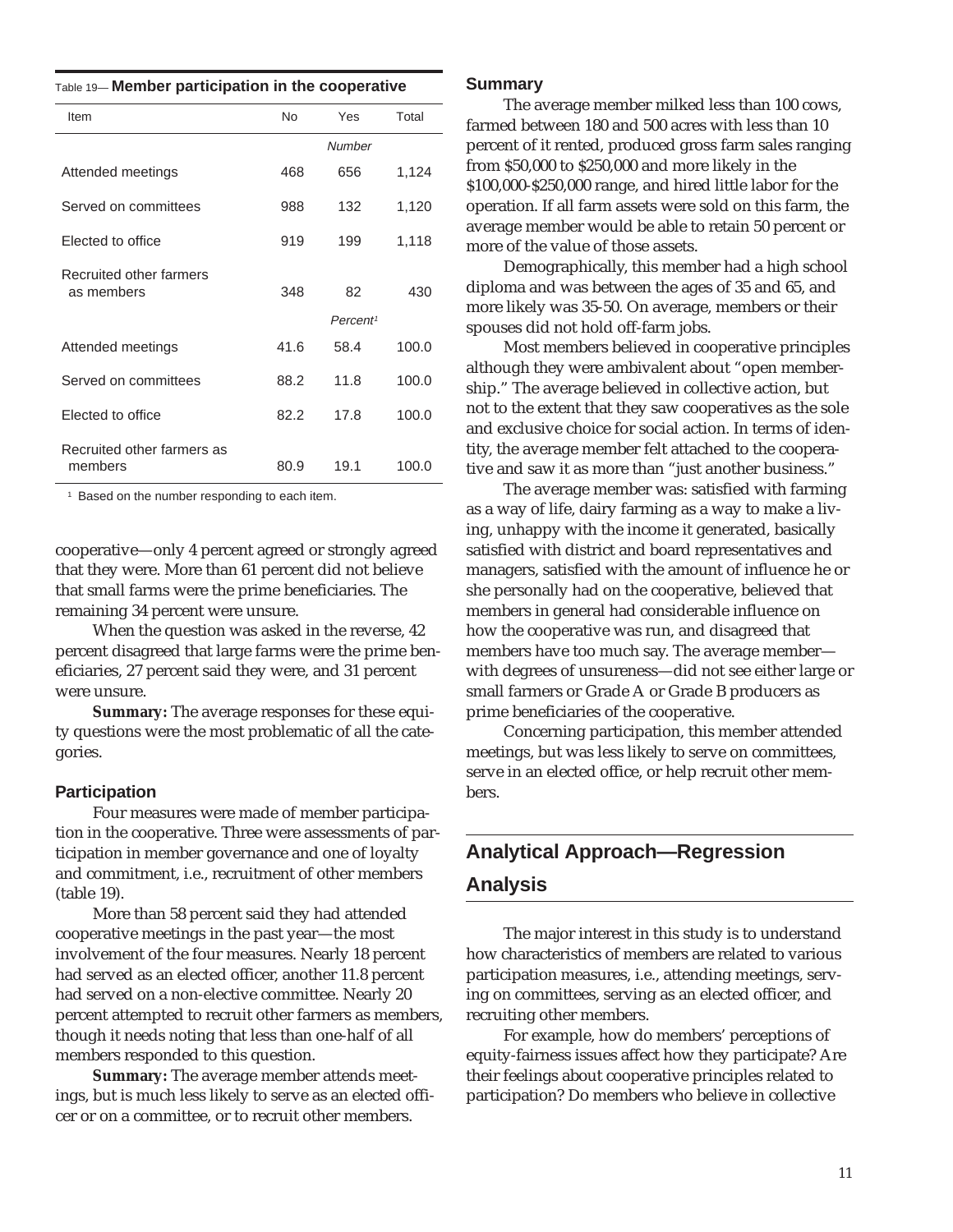Table 19— **Member participation in the cooperative**

| Item | No | Yes | Total |
|---|---|---|---|
| | | *Number* | |
| Attended meetings | 468 | 656 | 1,124 |
| Served on committees | 988 | 132 | 1,120 |
| Elected to office | 919 | 199 | 1,118 |
| Recruited other farmers as members | 348 | 82 | 430 |
| | | *Percent*[1] | |
| Attended meetings | 41.6 | 58.4 | 100.0 |
| Served on committees | 88.2 | 11.8 | 100.0 |
| Elected to office | 82.2 | 17.8 | 100.0 |
| Recruited other farmers as members | 80.9 | 19.1 | 100.0 |

[1] Based on the number responding to each item.

cooperative—only 4 percent agreed or strongly agreed that they were. More than 61 percent did not believe that small farms were the prime beneficiaries. The remaining 34 percent were unsure.

When the question was asked in the reverse, 42 percent disagreed that large farms were the prime beneficiaries, 27 percent said they were, and 31 percent were unsure.

**Summary:** The average responses for these equity questions were the most problematic of all the categories.

### Participation

Four measures were made of member participation in the cooperative. Three were assessments of participation in member governance and one of loyalty and commitment, i.e., recruitment of other members (table 19).

More than 58 percent said they had attended cooperative meetings in the past year—the most involvement of the four measures. Nearly 18 percent had served as an elected officer, another 11.8 percent had served on a non-elective committee. Nearly 20 percent attempted to recruit other farmers as members, though it needs noting that less than one-half of all members responded to this question.

**Summary:** The average member attends meetings, but is much less likely to serve as an elected officer or on a committee, or to recruit other members.

### Summary

The average member milked less than 100 cows, farmed between 180 and 500 acres with less than 10 percent of it rented, produced gross farm sales ranging from $50,000 to $250,000 and more likely in the $100,000-$250,000 range, and hired little labor for the operation. If all farm assets were sold on this farm, the average member would be able to retain 50 percent or more of the value of those assets.

Demographically, this member had a high school diploma and was between the ages of 35 and 65, and more likely was 35-50. On average, members or their spouses did not hold off-farm jobs.

Most members believed in cooperative principles although they were ambivalent about "open membership." The average believed in collective action, but not to the extent that they saw cooperatives as the sole and exclusive choice for social action. In terms of identity, the average member felt attached to the cooperative and saw it as more than "just another business."

The average member was: satisfied with farming as a way of life, dairy farming as a way to make a living, unhappy with the income it generated, basically satisfied with district and board representatives and managers, satisfied with the amount of influence he or she personally had on the cooperative, believed that members in general had considerable influence on how the cooperative was run, and disagreed that members have too much say. The average member—with degrees of unsureness—did not see either large or small farmers or Grade A or Grade B producers as prime beneficiaries of the cooperative.

Concerning participation, this member attended meetings, but was less likely to serve on committees, serve in an elected office, or help recruit other members.

## Analytical Approach—Regression Analysis

The major interest in this study is to understand how characteristics of members are related to various participation measures, i.e., attending meetings, serving on committees, serving as an elected officer, and recruiting other members.

For example, how do members' perceptions of equity-fairness issues affect how they participate? Are their feelings about cooperative principles related to participation? Do members who believe in collective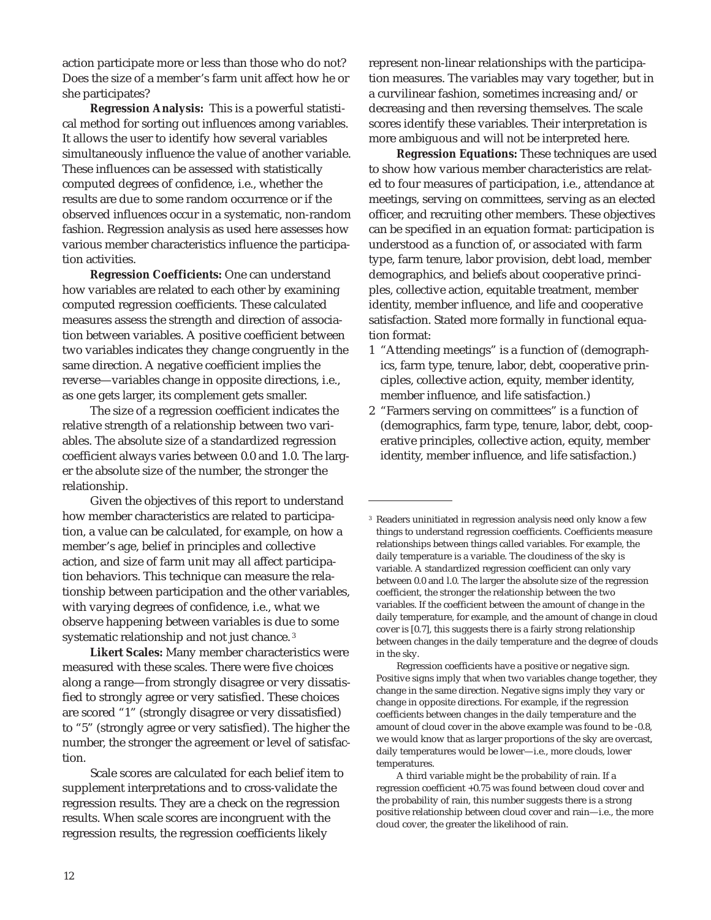action participate more or less than those who do not? Does the size of a member's farm unit affect how he or she participates?

**Regression Analysis:** This is a powerful statistical method for sorting out influences among variables. It allows the user to identify how several variables simultaneously influence the value of another variable. These influences can be assessed with statistically computed degrees of confidence, i.e., whether the results are due to some random occurrence or if the observed influences occur in a systematic, non-random fashion. Regression analysis as used here assesses how various member characteristics influence the participation activities.

**Regression Coefficients:** One can understand how variables are related to each other by examining computed regression coefficients. These calculated measures assess the strength and direction of association between variables. A positive coefficient between two variables indicates they change congruently in the same direction. A negative coefficient implies the reverse—variables change in opposite directions, i.e., as one gets larger, its complement gets smaller.

The size of a regression coefficient indicates the relative strength of a relationship between two variables. The absolute size of a standardized regression coefficient always varies between 0.0 and 1.0. The larger the absolute size of the number, the stronger the relationship.

Given the objectives of this report to understand how member characteristics are related to participation, a value can be calculated, for example, on how a member's age, belief in principles and collective action, and size of farm unit may all affect participation behaviors. This technique can measure the relationship between participation and the other variables, with varying degrees of confidence, i.e., what we observe happening between variables is due to some systematic relationship and not just chance.[3]

**Likert Scales:** Many member characteristics were measured with these scales. There were five choices along a range—from strongly disagree or very dissatisfied to strongly agree or very satisfied. These choices are scored "1" (strongly disagree or very dissatisfied) to "5" (strongly agree or very satisfied). The higher the number, the stronger the agreement or level of satisfaction.

Scale scores are calculated for each belief item to supplement interpretations and to cross-validate the regression results. They are a check on the regression results. When scale scores are incongruent with the regression results, the regression coefficients likely represent non-linear relationships with the participation measures. The variables may vary together, but in a curvilinear fashion, sometimes increasing and/or decreasing and then reversing themselves. The scale scores identify these variables. Their interpretation is more ambiguous and will not be interpreted here.

**Regression Equations:** These techniques are used to show how various member characteristics are related to four measures of participation, i.e., attendance at meetings, serving on committees, serving as an elected officer, and recruiting other members. These objectives can be specified in an equation format: participation is understood as a function of, or associated with farm type, farm tenure, labor provision, debt load, member demographics, and beliefs about cooperative principles, collective action, equitable treatment, member identity, member influence, and life and cooperative satisfaction. Stated more formally in functional equation format:

1 "Attending meetings" is a function of (demographics, farm type, tenure, labor, debt, cooperative principles, collective action, equity, member identity, member influence, and life satisfaction.)
2 "Farmers serving on committees" is a function of (demographics, farm type, tenure, labor, debt, cooperative principles, collective action, equity, member identity, member influence, and life satisfaction.)

---

[3] Readers uninitiated in regression analysis need only know a few things to understand regression coefficients. Coefficients measure relationships between things called variables. For example, the daily temperature is a variable. The cloudiness of the sky is variable. A standardized regression coefficient can only vary between 0.0 and l.0. The larger the absolute size of the regression coefficient, the stronger the relationship between the two variables. If the coefficient between the amount of change in the daily temperature, for example, and the amount of change in cloud cover is [0.7], this suggests there is a fairly strong relationship between changes in the daily temperature and the degree of clouds in the sky.

Regression coefficients have a positive or negative sign. Positive signs imply that when two variables change together, they change in the same direction. Negative signs imply they vary or change in opposite directions. For example, if the regression coefficients between changes in the daily temperature and the amount of cloud cover in the above example was found to be -0.8, we would know that as larger proportions of the sky are overcast, daily temperatures would be lower—i.e., more clouds, lower temperatures.

A third variable might be the probability of rain. If a regression coefficient +0.75 was found between cloud cover and the probability of rain, this number suggests there is a strong positive relationship between cloud cover and rain—i.e., the more cloud cover, the greater the likelihood of rain.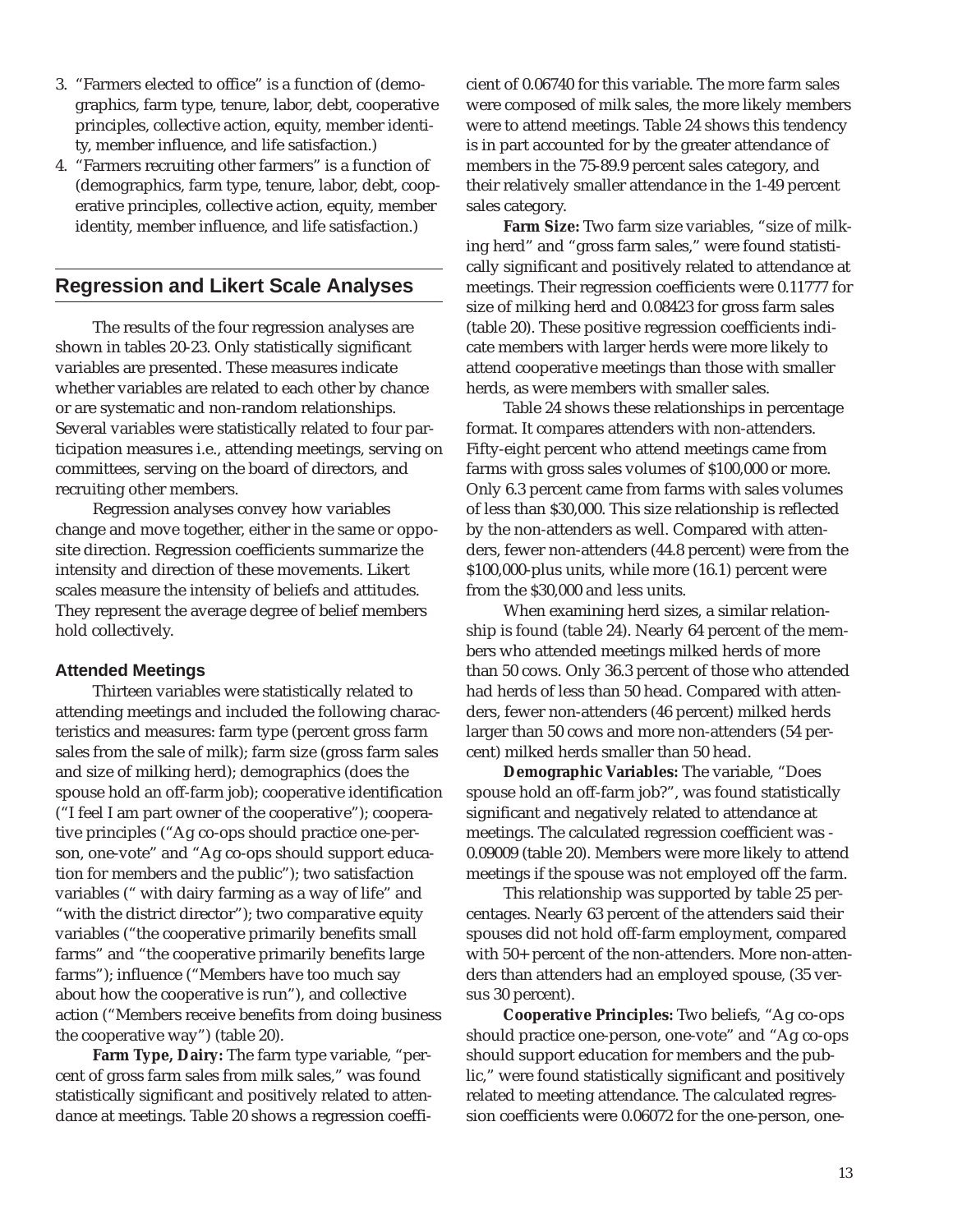3. "Farmers elected to office" is a function of (demographics, farm type, tenure, labor, debt, cooperative principles, collective action, equity, member identity, member influence, and life satisfaction.)
4. "Farmers recruiting other farmers" is a function of (demographics, farm type, tenure, labor, debt, cooperative principles, collective action, equity, member identity, member influence, and life satisfaction.)

## Regression and Likert Scale Analyses

The results of the four regression analyses are shown in tables 20-23. Only statistically significant variables are presented. These measures indicate whether variables are related to each other by chance or are systematic and non-random relationships. Several variables were statistically related to four participation measures i.e., attending meetings, serving on committees, serving on the board of directors, and recruiting other members.

Regression analyses convey how variables change and move together, either in the same or opposite direction. Regression coefficients summarize the intensity and direction of these movements. Likert scales measure the intensity of beliefs and attitudes. They represent the average degree of belief members hold collectively.

### Attended Meetings

Thirteen variables were statistically related to attending meetings and included the following characteristics and measures: farm type (percent gross farm sales from the sale of milk); farm size (gross farm sales and size of milking herd); demographics (does the spouse hold an off-farm job); cooperative identification ("I feel I am part owner of the cooperative"); cooperative principles ("Ag co-ops should practice one-person, one-vote" and "Ag co-ops should support education for members and the public"); two satisfaction variables (" with dairy farming as a way of life" and "with the district director"); two comparative equity variables ("the cooperative primarily benefits small farms" and "the cooperative primarily benefits large farms"); influence ("Members have too much say about how the cooperative is run"), and collective action ("Members receive benefits from doing business the cooperative way") (table 20).

**Farm Type, Dairy:** The farm type variable, "percent of gross farm sales from milk sales," was found statistically significant and positively related to attendance at meetings. Table 20 shows a regression coefficient of 0.06740 for this variable. The more farm sales were composed of milk sales, the more likely members were to attend meetings. Table 24 shows this tendency is in part accounted for by the greater attendance of members in the 75-89.9 percent sales category, and their relatively smaller attendance in the 1-49 percent sales category.

**Farm Size:** Two farm size variables, "size of milking herd" and "gross farm sales," were found statistically significant and positively related to attendance at meetings. Their regression coefficients were 0.11777 for size of milking herd and 0.08423 for gross farm sales (table 20). These positive regression coefficients indicate members with larger herds were more likely to attend cooperative meetings than those with smaller herds, as were members with smaller sales.

Table 24 shows these relationships in percentage format. It compares attenders with non-attenders. Fifty-eight percent who attend meetings came from farms with gross sales volumes of $100,000 or more. Only 6.3 percent came from farms with sales volumes of less than $30,000. This size relationship is reflected by the non-attenders as well. Compared with attenders, fewer non-attenders (44.8 percent) were from the $100,000-plus units, while more (16.1) percent were from the $30,000 and less units.

When examining herd sizes, a similar relationship is found (table 24). Nearly 64 percent of the members who attended meetings milked herds of more than 50 cows. Only 36.3 percent of those who attended had herds of less than 50 head. Compared with attenders, fewer non-attenders (46 percent) milked herds larger than 50 cows and more non-attenders (54 percent) milked herds smaller than 50 head.

**Demographic Variables:** The variable, "Does spouse hold an off-farm job?", was found statistically significant and negatively related to attendance at meetings. The calculated regression coefficient was -0.09009 (table 20). Members were more likely to attend meetings if the spouse was not employed off the farm.

This relationship was supported by table 25 percentages. Nearly 63 percent of the attenders said their spouses did not hold off-farm employment, compared with 50+ percent of the non-attenders. More non-attenders than attenders had an employed spouse, (35 versus 30 percent).

**Cooperative Principles:** Two beliefs, "Ag co-ops should practice one-person, one-vote" and "Ag co-ops should support education for members and the public," were found statistically significant and positively related to meeting attendance. The calculated regression coefficients were 0.06072 for the one-person, one-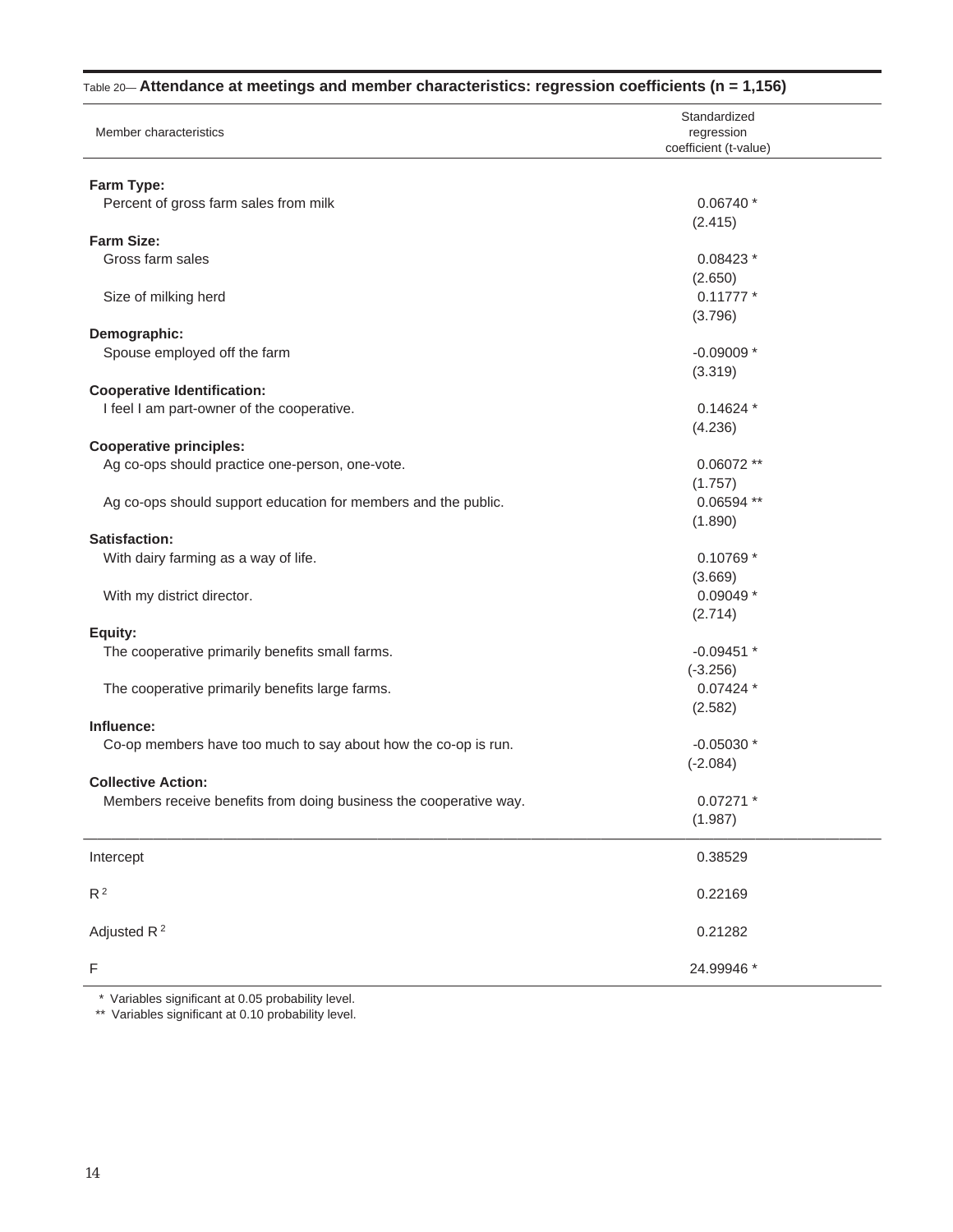Table 20— **Attendance at meetings and member characteristics: regression coefficients (n = 1,156)**

| Member characteristics | Standardized regression coefficient (t-value) |
|---|---|
| **Farm Type:** | |
| Percent of gross farm sales from milk | 0.06740 * (2.415) |
| **Farm Size:** | |
| Gross farm sales | 0.08423 * (2.650) |
| Size of milking herd | 0.11777 * (3.796) |
| **Demographic:** | |
| Spouse employed off the farm | -0.09009 * (3.319) |
| **Cooperative Identification:** | |
| I feel I am part-owner of the cooperative. | 0.14624 * (4.236) |
| **Cooperative principles:** | |
| Ag co-ops should practice one-person, one-vote. | 0.06072 ** (1.757) |
| Ag co-ops should support education for members and the public. | 0.06594 ** (1.890) |
| **Satisfaction:** | |
| With dairy farming as a way of life. | 0.10769 * (3.669) |
| With my district director. | 0.09049 * (2.714) |
| **Equity:** | |
| The cooperative primarily benefits small farms. | -0.09451 * (-3.256) |
| The cooperative primarily benefits large farms. | 0.07424 * (2.582) |
| **Influence:** | |
| Co-op members have too much to say about how the co-op is run. | -0.05030 * (-2.084) |
| **Collective Action:** | |
| Members receive benefits from doing business the cooperative way. | 0.07271 * (1.987) |
| Intercept | 0.38529 |
| $R^2$ | 0.22169 |
| Adjusted $R^2$ | 0.21282 |
| F | 24.99946 * |

\* Variables significant at 0.05 probability level.
\*\* Variables significant at 0.10 probability level.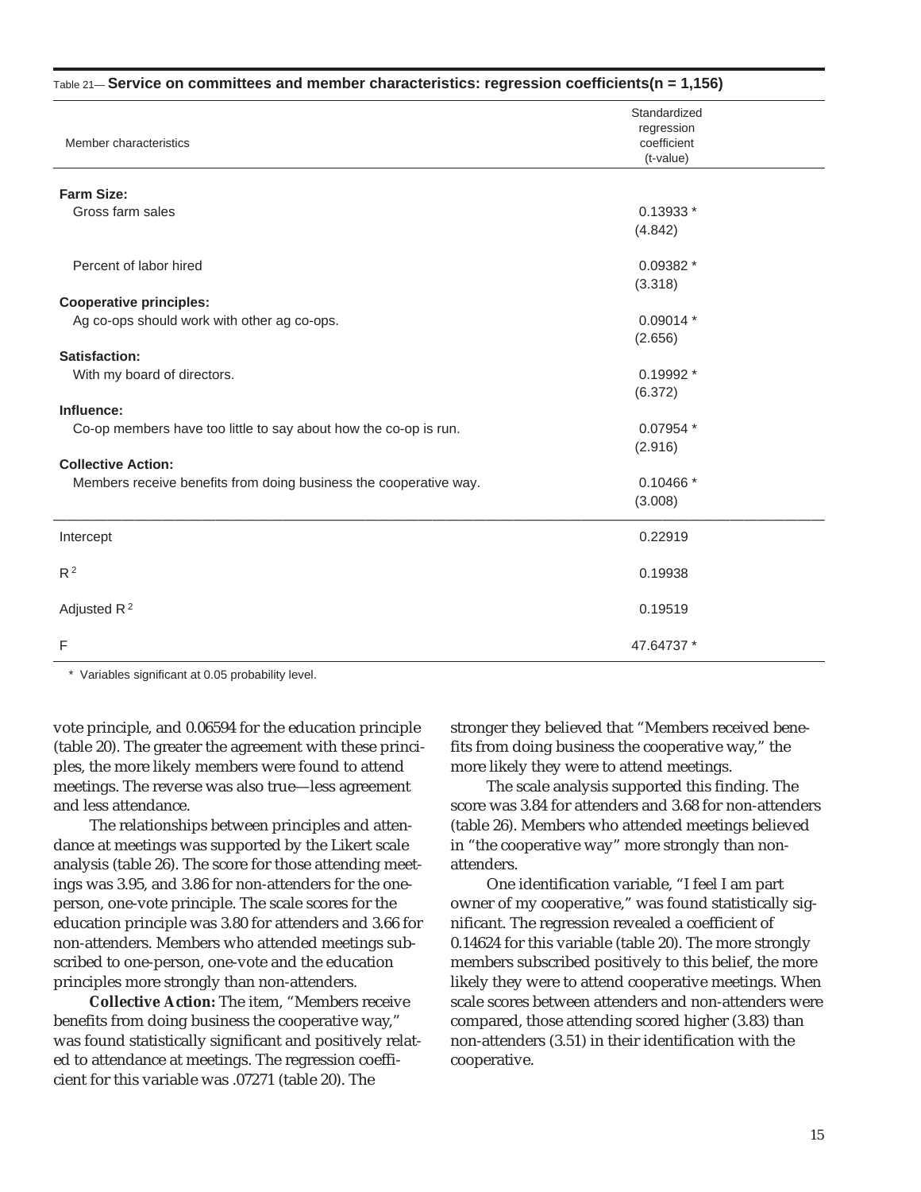Table 21— **Service on committees and member characteristics: regression coefficients(n = 1,156)**

| Member characteristics | Standardized regression coefficient (t-value) |
|---|---|
| **Farm Size:** | |
| Gross farm sales | 0.13933 * (4.842) |
| Percent of labor hired | 0.09382 * (3.318) |
| **Cooperative principles:** | |
| Ag co-ops should work with other ag co-ops. | 0.09014 * (2.656) |
| **Satisfaction:** | |
| With my board of directors. | 0.19992 * (6.372) |
| **Influence:** | |
| Co-op members have too little to say about how the co-op is run. | 0.07954 * (2.916) |
| **Collective Action:** | |
| Members receive benefits from doing business the cooperative way. | 0.10466 * (3.008) |
| Intercept | 0.22919 |
| $R^2$ | 0.19938 |
| Adjusted $R^2$ | 0.19519 |
| F | 47.64737 * |

\* Variables significant at 0.05 probability level.

vote principle, and 0.06594 for the education principle (table 20). The greater the agreement with these principles, the more likely members were found to attend meetings. The reverse was also true—less agreement and less attendance.

The relationships between principles and attendance at meetings was supported by the Likert scale analysis (table 26). The score for those attending meetings was 3.95, and 3.86 for non-attenders for the one-person, one-vote principle. The scale scores for the education principle was 3.80 for attenders and 3.66 for non-attenders. Members who attended meetings subscribed to one-person, one-vote and the education principles more strongly than non-attenders.

***Collective Action:*** The item, "Members receive benefits from doing business the cooperative way," was found statistically significant and positively related to attendance at meetings. The regression coefficient for this variable was .07271 (table 20). The stronger they believed that "Members received benefits from doing business the cooperative way," the more likely they were to attend meetings.

The scale analysis supported this finding. The score was 3.84 for attenders and 3.68 for non-attenders (table 26). Members who attended meetings believed in "the cooperative way" more strongly than non-attenders.

One identification variable, "I feel I am part owner of my cooperative," was found statistically significant. The regression revealed a coefficient of 0.14624 for this variable (table 20). The more strongly members subscribed positively to this belief, the more likely they were to attend cooperative meetings. When scale scores between attenders and non-attenders were compared, those attending scored higher (3.83) than non-attenders (3.51) in their identification with the cooperative.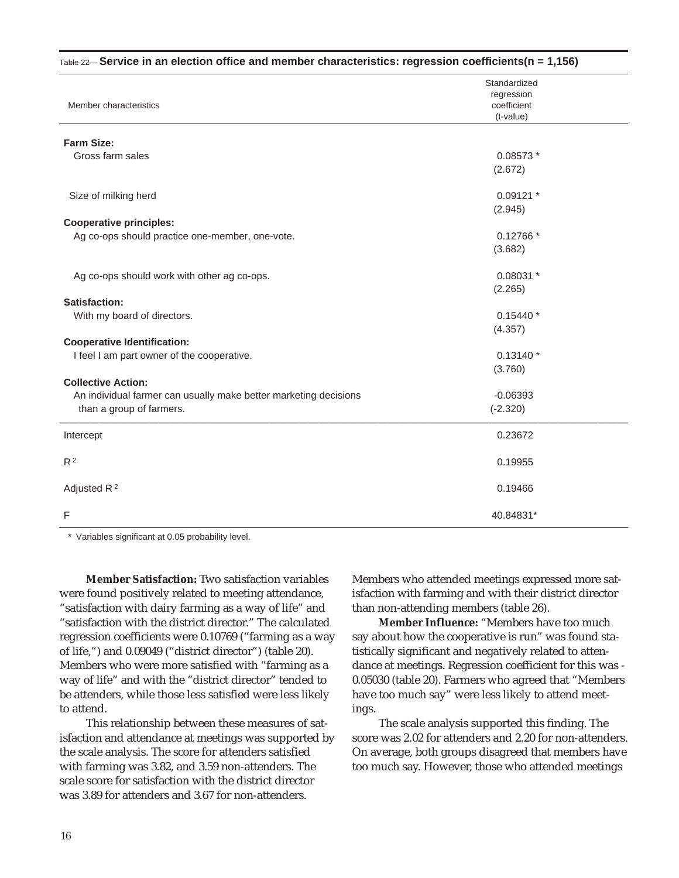Table 22— **Service in an election office and member characteristics: regression coefficients(n = 1,156)**

| Member characteristics | Standardized regression coefficient (t-value) |
|---|---|
| **Farm Size:** | |
| Gross farm sales | 0.08573 * (2.672) |
| Size of milking herd | 0.09121 * (2.945) |
| **Cooperative principles:** | |
| Ag co-ops should practice one-member, one-vote. | 0.12766 * (3.682) |
| Ag co-ops should work with other ag co-ops. | 0.08031 * (2.265) |
| **Satisfaction:** | |
| With my board of directors. | 0.15440 * (4.357) |
| **Cooperative Identification:** | |
| I feel I am part owner of the cooperative. | 0.13140 * (3.760) |
| **Collective Action:** | |
| An individual farmer can usually make better marketing decisions than a group of farmers. | -0.06393 (-2.320) |
| Intercept | 0.23672 |
| $R^2$ | 0.19955 |
| Adjusted $R^2$ | 0.19466 |
| F | 40.84831* |

\* Variables significant at 0.05 probability level.

**Member Satisfaction:** Two satisfaction variables were found positively related to meeting attendance, “satisfaction with dairy farming as a way of life” and “satisfaction with the district director.” The calculated regression coefficients were 0.10769 (“farming as a way of life,”) and 0.09049 (“district director”) (table 20). Members who were more satisfied with “farming as a way of life” and with the “district director” tended to be attenders, while those less satisfied were less likely to attend.

This relationship between these measures of satisfaction and attendance at meetings was supported by the scale analysis. The score for attenders satisfied with farming was 3.82, and 3.59 non-attenders. The scale score for satisfaction with the district director was 3.89 for attenders and 3.67 for non-attenders. Members who attended meetings expressed more satisfaction with farming and with their district director than non-attending members (table 26).

**Member Influence:** “Members have too much say about how the cooperative is run” was found statistically significant and negatively related to attendance at meetings. Regression coefficient for this was -0.05030 (table 20). Farmers who agreed that “Members have too much say” were less likely to attend meetings.

The scale analysis supported this finding. The score was 2.02 for attenders and 2.20 for non-attenders. On average, both groups disagreed that members have too much say. However, those who attended meetings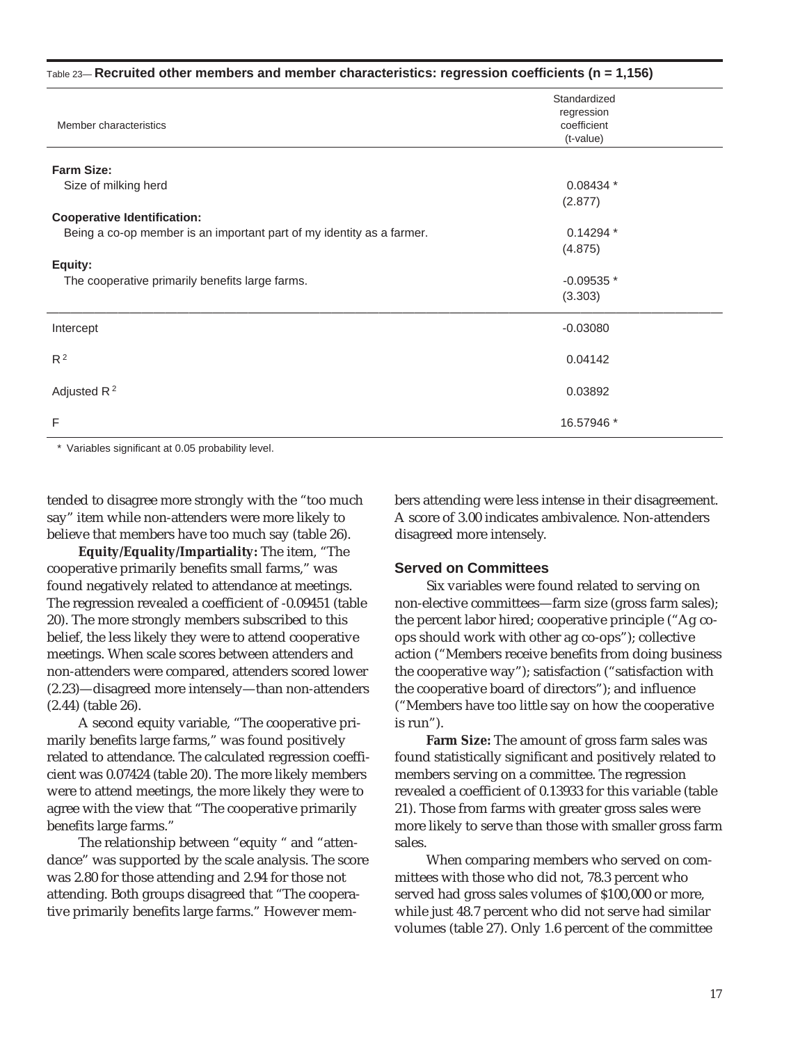Table 23— **Recruited other members and member characteristics: regression coefficients (n = 1,156)**

| Member characteristics | Standardized regression coefficient (t-value) |
|---|---|
| **Farm Size:** | |
| Size of milking herd | 0.08434 * (2.877) |
| **Cooperative Identification:** | |
| Being a co-op member is an important part of my identity as a farmer. | 0.14294 * (4.875) |
| **Equity:** | |
| The cooperative primarily benefits large farms. | -0.09535 * (3.303) |
| Intercept | -0.03080 |
| $R^2$ | 0.04142 |
| Adjusted $R^2$ | 0.03892 |
| F | 16.57946 * |

\* Variables significant at 0.05 probability level.

tended to disagree more strongly with the "too much say" item while non-attenders were more likely to believe that members have too much say (table 26).

**Equity/Equality/Impartiality:** The item, "The cooperative primarily benefits small farms," was found negatively related to attendance at meetings. The regression revealed a coefficient of -0.09451 (table 20). The more strongly members subscribed to this belief, the less likely they were to attend cooperative meetings. When scale scores between attenders and non-attenders were compared, attenders scored lower (2.23)—disagreed more intensely—than non-attenders (2.44) (table 26).

A second equity variable, "The cooperative primarily benefits large farms," was found positively related to attendance. The calculated regression coefficient was 0.07424 (table 20). The more likely members were to attend meetings, the more likely they were to agree with the view that "The cooperative primarily benefits large farms."

The relationship between "equity " and "attendance" was supported by the scale analysis. The score was 2.80 for those attending and 2.94 for those not attending. Both groups disagreed that "The cooperative primarily benefits large farms." However members attending were less intense in their disagreement. A score of 3.00 indicates ambivalence. Non-attenders disagreed more intensely.

## Served on Committees

Six variables were found related to serving on non-elective committees—farm size (gross farm sales); the percent labor hired; cooperative principle ("Ag co-ops should work with other ag co-ops"); collective action ("Members receive benefits from doing business the cooperative way"); satisfaction ("satisfaction with the cooperative board of directors"); and influence ("Members have too little say on how the cooperative is run").

**Farm Size:** The amount of gross farm sales was found statistically significant and positively related to members serving on a committee. The regression revealed a coefficient of 0.13933 for this variable (table 21). Those from farms with greater gross sales were more likely to serve than those with smaller gross farm sales.

When comparing members who served on committees with those who did not, 78.3 percent who served had gross sales volumes of $100,000 or more, while just 48.7 percent who did not serve had similar volumes (table 27). Only 1.6 percent of the committee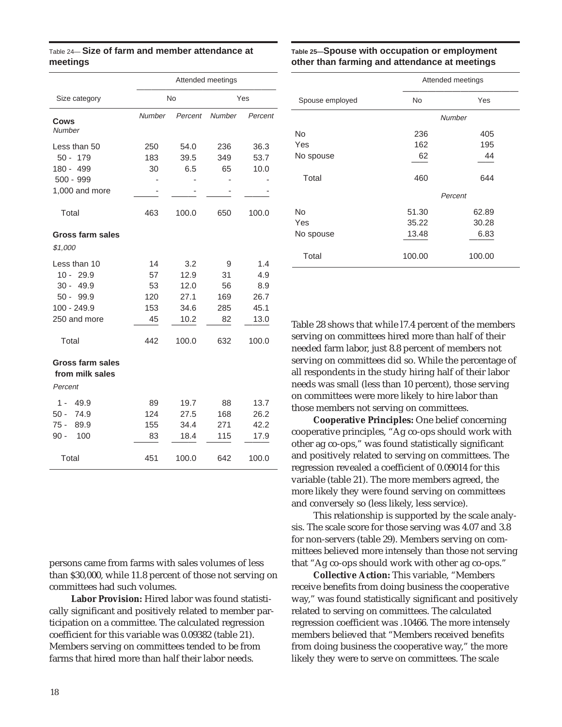Table 24— **Size of farm and member attendance at meetings**

| | Attended meetings | | | |
|---|---|---|---|---|
| | No | | Yes | |
| Size category | *Number* | *Percent* | *Number* | *Percent* |
| **Cows** | | | | |
| *Number* | | | | |
| Less than 50 | 250 | 54.0 | 236 | 36.3 |
| 50 - 179 | 183 | 39.5 | 349 | 53.7 |
| 180 - 499 | 30 | 6.5 | 65 | 10.0 |
| 500 - 999 | - | - | - | - |
| 1,000 and more | - | - | - | - |
| Total | 463 | 100.0 | 650 | 100.0 |
| **Gross farm sales** | | | | |
| *$1,000* | | | | |
| Less than 10 | 14 | 3.2 | 9 | 1.4 |
| 10 - 29.9 | 57 | 12.9 | 31 | 4.9 |
| 30 - 49.9 | 53 | 12.0 | 56 | 8.9 |
| 50 - 99.9 | 120 | 27.1 | 169 | 26.7 |
| 100 - 249.9 | 153 | 34.6 | 285 | 45.1 |
| 250 and more | 45 | 10.2 | 82 | 13.0 |
| Total | 442 | 100.0 | 632 | 100.0 |
| **Gross farm sales from milk sales** | | | | |
| *Percent* | | | | |
| 1 - 49.9 | 89 | 19.7 | 88 | 13.7 |
| 50 - 74.9 | 124 | 27.5 | 168 | 26.2 |
| 75 - 89.9 | 155 | 34.4 | 271 | 42.2 |
| 90 - 100 | 83 | 18.4 | 115 | 17.9 |
| Total | 451 | 100.0 | 642 | 100.0 |

Table 25—**Spouse with occupation or employment other than farming and attendance at meetings**

| | Attended meetings | |
|---|---|---|
| Spouse employed | No | Yes |
| | *Number* | |
| No | 236 | 405 |
| Yes | 162 | 195 |
| No spouse | 62 | 44 |
| Total | 460 | 644 |
| | *Percent* | |
| No | 51.30 | 62.89 |
| Yes | 35.22 | 30.28 |
| No spouse | 13.48 | 6.83 |
| Total | 100.00 | 100.00 |

persons came from farms with sales volumes of less than $30,000, while 11.8 percent of those not serving on committees had such volumes.

**Labor Provision:** Hired labor was found statistically significant and positively related to member participation on a committee. The calculated regression coefficient for this variable was 0.09382 (table 21). Members serving on committees tended to be from farms that hired more than half their labor needs.

Table 28 shows that while l7.4 percent of the members serving on committees hired more than half of their needed farm labor, just 8.8 percent of members not serving on committees did so. While the percentage of all respondents in the study hiring half of their labor needs was small (less than 10 percent), those serving on committees were more likely to hire labor than those members not serving on committees.

**Cooperative Principles:** One belief concerning cooperative principles, "Ag co-ops should work with other ag co-ops," was found statistically significant and positively related to serving on committees. The regression revealed a coefficient of 0.09014 for this variable (table 21). The more members agreed, the more likely they were found serving on committees and conversely so (less likely, less service).

This relationship is supported by the scale analysis. The scale score for those serving was 4.07 and 3.8 for non-servers (table 29). Members serving on committees believed more intensely than those not serving that "Ag co-ops should work with other ag co-ops."

**Collective Action:** This variable, "Members receive benefits from doing business the cooperative way," was found statistically significant and positively related to serving on committees. The calculated regression coefficient was .10466. The more intensely members believed that "Members received benefits from doing business the cooperative way," the more likely they were to serve on committees. The scale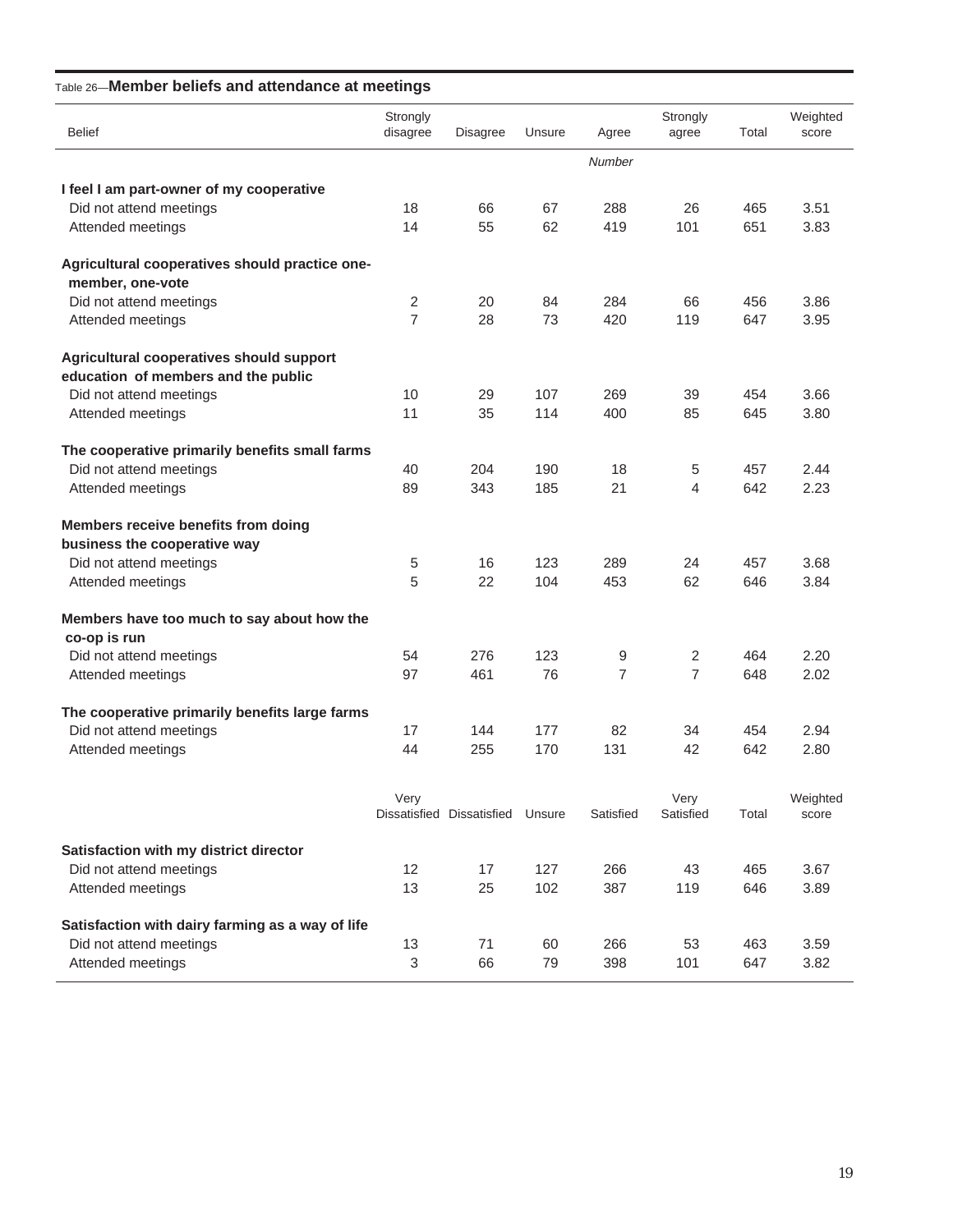Table 26—**Member beliefs and attendance at meetings**

| Belief | Strongly disagree | Disagree | Unsure | Agree | Strongly agree | Total | Weighted score |
|---|---|---|---|---|---|---|---|
| | | | | *Number* | | | |
| **I feel I am part-owner of my cooperative** | | | | | | | |
| Did not attend meetings | 18 | 66 | 67 | 288 | 26 | 465 | 3.51 |
| Attended meetings | 14 | 55 | 62 | 419 | 101 | 651 | 3.83 |
| **Agricultural cooperatives should practice one-member, one-vote** | | | | | | | |
| Did not attend meetings | 2 | 20 | 84 | 284 | 66 | 456 | 3.86 |
| Attended meetings | 7 | 28 | 73 | 420 | 119 | 647 | 3.95 |
| **Agricultural cooperatives should support education of members and the public** | | | | | | | |
| Did not attend meetings | 10 | 29 | 107 | 269 | 39 | 454 | 3.66 |
| Attended meetings | 11 | 35 | 114 | 400 | 85 | 645 | 3.80 |
| **The cooperative primarily benefits small farms** | | | | | | | |
| Did not attend meetings | 40 | 204 | 190 | 18 | 5 | 457 | 2.44 |
| Attended meetings | 89 | 343 | 185 | 21 | 4 | 642 | 2.23 |
| **Members receive benefits from doing business the cooperative way** | | | | | | | |
| Did not attend meetings | 5 | 16 | 123 | 289 | 24 | 457 | 3.68 |
| Attended meetings | 5 | 22 | 104 | 453 | 62 | 646 | 3.84 |
| **Members have too much to say about how the co-op is run** | | | | | | | |
| Did not attend meetings | 54 | 276 | 123 | 9 | 2 | 464 | 2.20 |
| Attended meetings | 97 | 461 | 76 | 7 | 7 | 648 | 2.02 |
| **The cooperative primarily benefits large farms** | | | | | | | |
| Did not attend meetings | 17 | 144 | 177 | 82 | 34 | 454 | 2.94 |
| Attended meetings | 44 | 255 | 170 | 131 | 42 | 642 | 2.80 |
| | Very Dissatisfied | Dissatisfied | Unsure | Satisfied | Very Satisfied | Total | Weighted score |
| **Satisfaction with my district director** | | | | | | | |
| Did not attend meetings | 12 | 17 | 127 | 266 | 43 | 465 | 3.67 |
| Attended meetings | 13 | 25 | 102 | 387 | 119 | 646 | 3.89 |
| **Satisfaction with dairy farming as a way of life** | | | | | | | |
| Did not attend meetings | 13 | 71 | 60 | 266 | 53 | 463 | 3.59 |
| Attended meetings | 3 | 66 | 79 | 398 | 101 | 647 | 3.82 |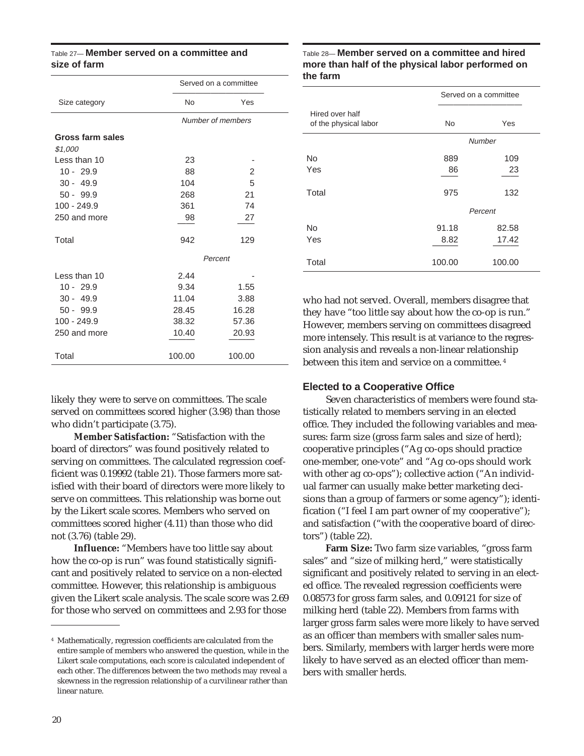Table 27— **Member served on a committee and size of farm**

| Size category | Served on a committee | |
|---|---|---|
| | No | Yes |
| | *Number of members* | |
| **Gross farm sales** | | |
| *$1,000* | | |
| Less than 10 | 23 | - |
| 10 - 29.9 | 88 | 2 |
| 30 - 49.9 | 104 | 5 |
| 50 - 99.9 | 268 | 21 |
| 100 - 249.9 | 361 | 74 |
| 250 and more | 98 | 27 |
| Total | 942 | 129 |
| | *Percent* | |
| Less than 10 | 2.44 | - |
| 10 - 29.9 | 9.34 | 1.55 |
| 30 - 49.9 | 11.04 | 3.88 |
| 50 - 99.9 | 28.45 | 16.28 |
| 100 - 249.9 | 38.32 | 57.36 |
| 250 and more | 10.40 | 20.93 |
| Total | 100.00 | 100.00 |

Table 28— **Member served on a committee and hired more than half of the physical labor performed on the farm**

| Hired over half of the physical labor | Served on a committee | |
|---|---|---|
| | No | Yes |
| | *Number* | |
| No | 889 | 109 |
| Yes | 86 | 23 |
| Total | 975 | 132 |
| | *Percent* | |
| No | 91.18 | 82.58 |
| Yes | 8.82 | 17.42 |
| Total | 100.00 | 100.00 |

likely they were to serve on committees. The scale served on committees scored higher (3.98) than those who didn't participate (3.75).

**Member Satisfaction:** "Satisfaction with the board of directors" was found positively related to serving on committees. The calculated regression coefficient was 0.19992 (table 21). Those farmers more satisfied with their board of directors were more likely to serve on committees. This relationship was borne out by the Likert scale scores. Members who served on committees scored higher (4.11) than those who did not (3.76) (table 29).

**Influence:** "Members have too little say about how the co-op is run" was found statistically significant and positively related to service on a non-elected committee. However, this relationship is ambiguous given the Likert scale analysis. The scale score was 2.69 for those who served on committees and 2.93 for those who had not served. Overall, members disagree that they have "too little say about how the co-op is run." However, members serving on committees disagreed more intensely. This result is at variance to the regression analysis and reveals a non-linear relationship between this item and service on a committee.[4]

### Elected to a Cooperative Office

Seven characteristics of members were found statistically related to members serving in an elected office. They included the following variables and measures: farm size (gross farm sales and size of herd); cooperative principles ("Ag co-ops should practice one-member, one-vote" and "Ag co-ops should work with other ag co-ops"); collective action ("An individual farmer can usually make better marketing decisions than a group of farmers or some agency"); identification ("I feel I am part owner of my cooperative"); and satisfaction ("with the cooperative board of directors") (table 22).

**Farm Size:** Two farm size variables, "gross farm sales" and "size of milking herd," were statistically significant and positively related to serving in an elected office. The revealed regression coefficients were 0.08573 for gross farm sales, and 0.09121 for size of milking herd (table 22). Members from farms with larger gross farm sales were more likely to have served as an officer than members with smaller sales numbers. Similarly, members with larger herds were more likely to have served as an elected officer than members with smaller herds.

---

[4] Mathematically, regression coefficients are calculated from the entire sample of members who answered the question, while in the Likert scale computations, each score is calculated independent of each other. The differences between the two methods may reveal a skewness in the regression relationship of a curvilinear rather than linear nature.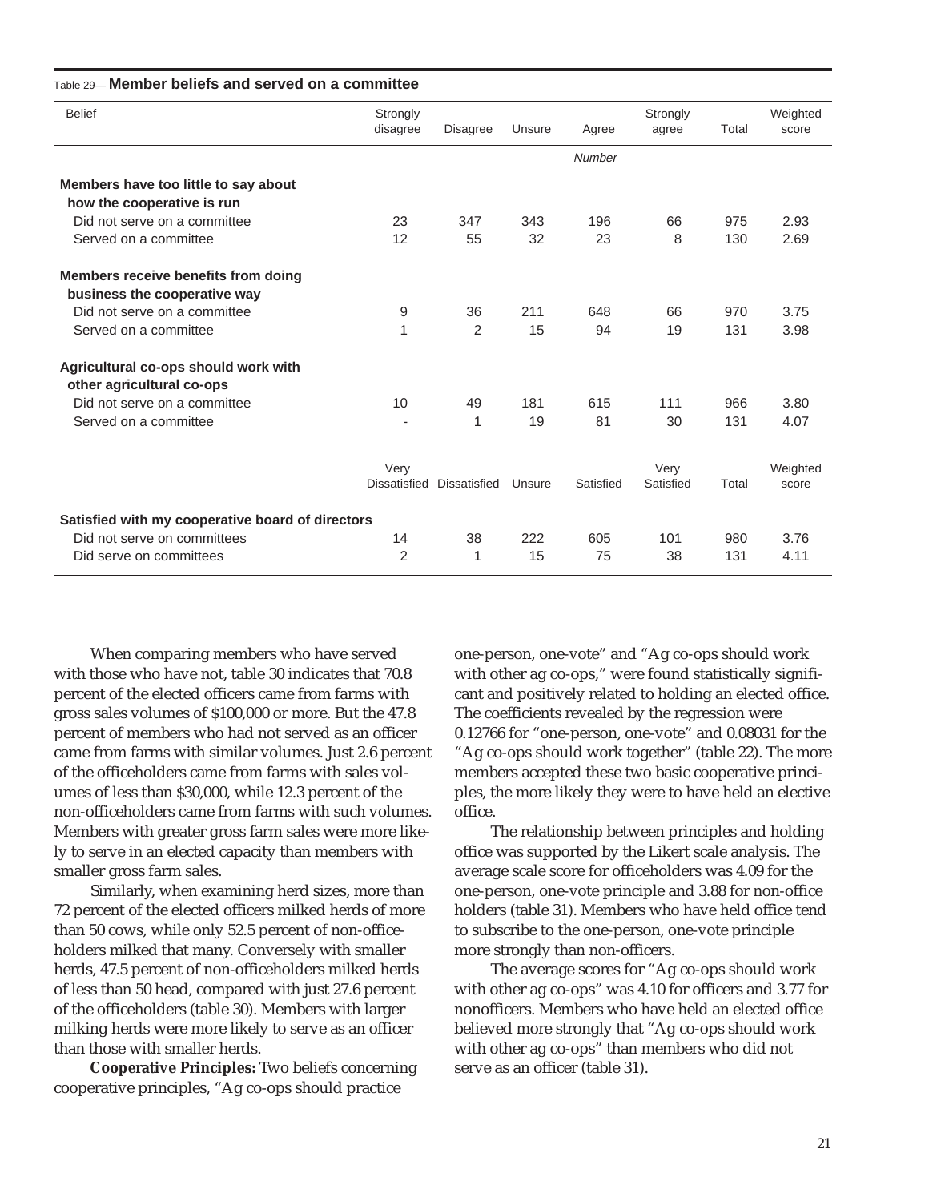Table 29— **Member beliefs and served on a committee**

| Belief | Strongly disagree | Disagree | Unsure | Agree | Strongly agree | Total | Weighted score |
|---|---|---|---|---|---|---|---|
| | | | | *Number* | | | |
| **Members have too little to say about how the cooperative is run** | | | | | | | |
| Did not serve on a committee | 23 | 347 | 343 | 196 | 66 | 975 | 2.93 |
| Served on a committee | 12 | 55 | 32 | 23 | 8 | 130 | 2.69 |
| **Members receive benefits from doing business the cooperative way** | | | | | | | |
| Did not serve on a committee | 9 | 36 | 211 | 648 | 66 | 970 | 3.75 |
| Served on a committee | 1 | 2 | 15 | 94 | 19 | 131 | 3.98 |
| **Agricultural co-ops should work with other agricultural co-ops** | | | | | | | |
| Did not serve on a committee | 10 | 49 | 181 | 615 | 111 | 966 | 3.80 |
| Served on a committee | - | 1 | 19 | 81 | 30 | 131 | 4.07 |
| | Very Dissatisfied | Dissatisfied | Unsure | Satisfied | Very Satisfied | Total | Weighted score |
| **Satisfied with my cooperative board of directors** | | | | | | | |
| Did not serve on committees | 14 | 38 | 222 | 605 | 101 | 980 | 3.76 |
| Did serve on committees | 2 | 1 | 15 | 75 | 38 | 131 | 4.11 |

When comparing members who have served with those who have not, table 30 indicates that 70.8 percent of the elected officers came from farms with gross sales volumes of $100,000 or more. But the 47.8 percent of members who had not served as an officer came from farms with similar volumes. Just 2.6 percent of the officeholders came from farms with sales volumes of less than $30,000, while 12.3 percent of the non-officeholders came from farms with such volumes. Members with greater gross farm sales were more likely to serve in an elected capacity than members with smaller gross farm sales.

Similarly, when examining herd sizes, more than 72 percent of the elected officers milked herds of more than 50 cows, while only 52.5 percent of non-officeholders milked that many. Conversely with smaller herds, 47.5 percent of non-officeholders milked herds of less than 50 head, compared with just 27.6 percent of the officeholders (table 30). Members with larger milking herds were more likely to serve as an officer than those with smaller herds.

**Cooperative Principles:** Two beliefs concerning cooperative principles, "Ag co-ops should practice one-person, one-vote" and "Ag co-ops should work with other ag co-ops," were found statistically significant and positively related to holding an elected office. The coefficients revealed by the regression were 0.12766 for "one-person, one-vote" and 0.08031 for the "Ag co-ops should work together" (table 22). The more members accepted these two basic cooperative principles, the more likely they were to have held an elective office.

The relationship between principles and holding office was supported by the Likert scale analysis. The average scale score for officeholders was 4.09 for the one-person, one-vote principle and 3.88 for non-office holders (table 31). Members who have held office tend to subscribe to the one-person, one-vote principle more strongly than non-officers.

The average scores for "Ag co-ops should work with other ag co-ops" was 4.10 for officers and 3.77 for nonofficers. Members who have held an elected office believed more strongly that "Ag co-ops should work with other ag co-ops" than members who did not serve as an officer (table 31).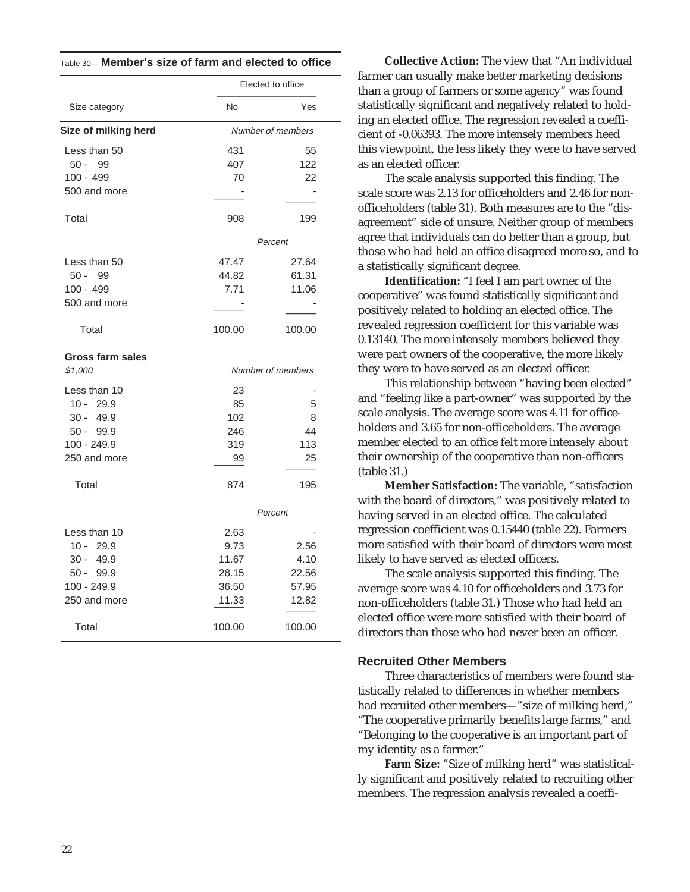Table 30— **Member's size of farm and elected to office**

| Size category | Elected to office | |
|---|---|---|
| | No | Yes |
| **Size of milking herd** | *Number of members* | |
| Less than 50 | 431 | 55 |
| 50 - 99 | 407 | 122 |
| 100 - 499 | 70 | 22 |
| 500 and more | - | - |
| Total | 908 | 199 |
| | *Percent* | |
| Less than 50 | 47.47 | 27.64 |
| 50 - 99 | 44.82 | 61.31 |
| 100 - 499 | 7.71 | 11.06 |
| 500 and more | - | - |
| Total | 100.00 | 100.00 |
| **Gross farm sales** | | |
| *$1,000* | *Number of members* | |
| Less than 10 | 23 | - |
| 10 - 29.9 | 85 | 5 |
| 30 - 49.9 | 102 | 8 |
| 50 - 99.9 | 246 | 44 |
| 100 - 249.9 | 319 | 113 |
| 250 and more | 99 | 25 |
| Total | 874 | 195 |
| | *Percent* | |
| Less than 10 | 2.63 | - |
| 10 - 29.9 | 9.73 | 2.56 |
| 30 - 49.9 | 11.67 | 4.10 |
| 50 - 99.9 | 28.15 | 22.56 |
| 100 - 249.9 | 36.50 | 57.95 |
| 250 and more | 11.33 | 12.82 |
| Total | 100.00 | 100.00 |

**Collective Action:** The view that "An individual farmer can usually make better marketing decisions than a group of farmers or some agency" was found statistically significant and negatively related to holding an elected office. The regression revealed a coefficient of -0.06393. The more intensely members heed this viewpoint, the less likely they were to have served as an elected officer.

The scale analysis supported this finding. The scale score was 2.13 for officeholders and 2.46 for non-officeholders (table 31). Both measures are to the "disagreement" side of unsure. Neither group of members agree that individuals can do better than a group, but those who had held an office disagreed more so, and to a statistically significant degree.

**Identification:** "I feel I am part owner of the cooperative" was found statistically significant and positively related to holding an elected office. The revealed regression coefficient for this variable was 0.13140. The more intensely members believed they were part owners of the cooperative, the more likely they were to have served as an elected officer.

This relationship between "having been elected" and "feeling like a part-owner" was supported by the scale analysis. The average score was 4.11 for officeholders and 3.65 for non-officeholders. The average member elected to an office felt more intensely about their ownership of the cooperative than non-officers (table 31.)

**Member Satisfaction:** The variable, "satisfaction with the board of directors," was positively related to having served in an elected office. The calculated regression coefficient was 0.15440 (table 22). Farmers more satisfied with their board of directors were most likely to have served as elected officers.

The scale analysis supported this finding. The average score was 4.10 for officeholders and 3.73 for non-officeholders (table 31.) Those who had held an elected office were more satisfied with their board of directors than those who had never been an officer.

## Recruited Other Members

Three characteristics of members were found statistically related to differences in whether members had recruited other members—"size of milking herd," "The cooperative primarily benefits large farms," and "Belonging to the cooperative is an important part of my identity as a farmer."

**Farm Size:** "Size of milking herd" was statistically significant and positively related to recruiting other members. The regression analysis revealed a coeffi-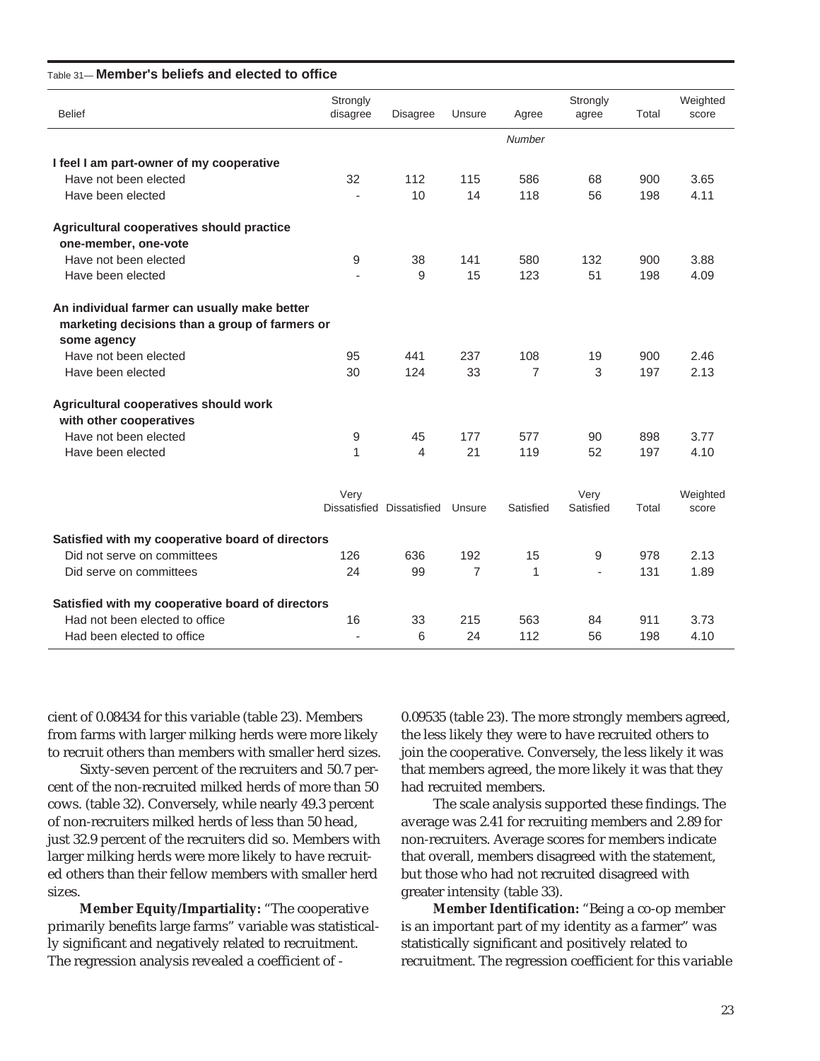Table 31— **Member's beliefs and elected to office**

| Belief | Strongly disagree | Disagree | Unsure | Agree | Strongly agree | Total | Weighted score |
|---|---|---|---|---|---|---|---|
| | | | | *Number* | | | |
| **I feel I am part-owner of my cooperative** | | | | | | | |
| Have not been elected | 32 | 112 | 115 | 586 | 68 | 900 | 3.65 |
| Have been elected | - | 10 | 14 | 118 | 56 | 198 | 4.11 |
| **Agricultural cooperatives should practice one-member, one-vote** | | | | | | | |
| Have not been elected | 9 | 38 | 141 | 580 | 132 | 900 | 3.88 |
| Have been elected | - | 9 | 15 | 123 | 51 | 198 | 4.09 |
| **An individual farmer can usually make better marketing decisions than a group of farmers or some agency** | | | | | | | |
| Have not been elected | 95 | 441 | 237 | 108 | 19 | 900 | 2.46 |
| Have been elected | 30 | 124 | 33 | 7 | 3 | 197 | 2.13 |
| **Agricultural cooperatives should work with other cooperatives** | | | | | | | |
| Have not been elected | 9 | 45 | 177 | 577 | 90 | 898 | 3.77 |
| Have been elected | 1 | 4 | 21 | 119 | 52 | 197 | 4.10 |
| | Very Dissatisfied | Dissatisfied | Unsure | Satisfied | Very Satisfied | Total | Weighted score |
| **Satisfied with my cooperative board of directors** | | | | | | | |
| Did not serve on committees | 126 | 636 | 192 | 15 | 9 | 978 | 2.13 |
| Did serve on committees | 24 | 99 | 7 | 1 | - | 131 | 1.89 |
| **Satisfied with my cooperative board of directors** | | | | | | | |
| Had not been elected to office | 16 | 33 | 215 | 563 | 84 | 911 | 3.73 |
| Had been elected to office | - | 6 | 24 | 112 | 56 | 198 | 4.10 |

cient of 0.08434 for this variable (table 23). Members from farms with larger milking herds were more likely to recruit others than members with smaller herd sizes.

Sixty-seven percent of the recruiters and 50.7 percent of the non-recruited milked herds of more than 50 cows. (table 32). Conversely, while nearly 49.3 percent of non-recruiters milked herds of less than 50 head, just 32.9 percent of the recruiters did so. Members with larger milking herds were more likely to have recruited others than their fellow members with smaller herd sizes.

**Member Equity/Impartiality:** "The cooperative primarily benefits large farms" variable was statistically significant and negatively related to recruitment. The regression analysis revealed a coefficient of -0.09535 (table 23). The more strongly members agreed, the less likely they were to have recruited others to join the cooperative. Conversely, the less likely it was that members agreed, the more likely it was that they had recruited members.

The scale analysis supported these findings. The average was 2.41 for recruiting members and 2.89 for non-recruiters. Average scores for members indicate that overall, members disagreed with the statement, but those who had not recruited disagreed with greater intensity (table 33).

**Member Identification:** "Being a co-op member is an important part of my identity as a farmer" was statistically significant and positively related to recruitment. The regression coefficient for this variable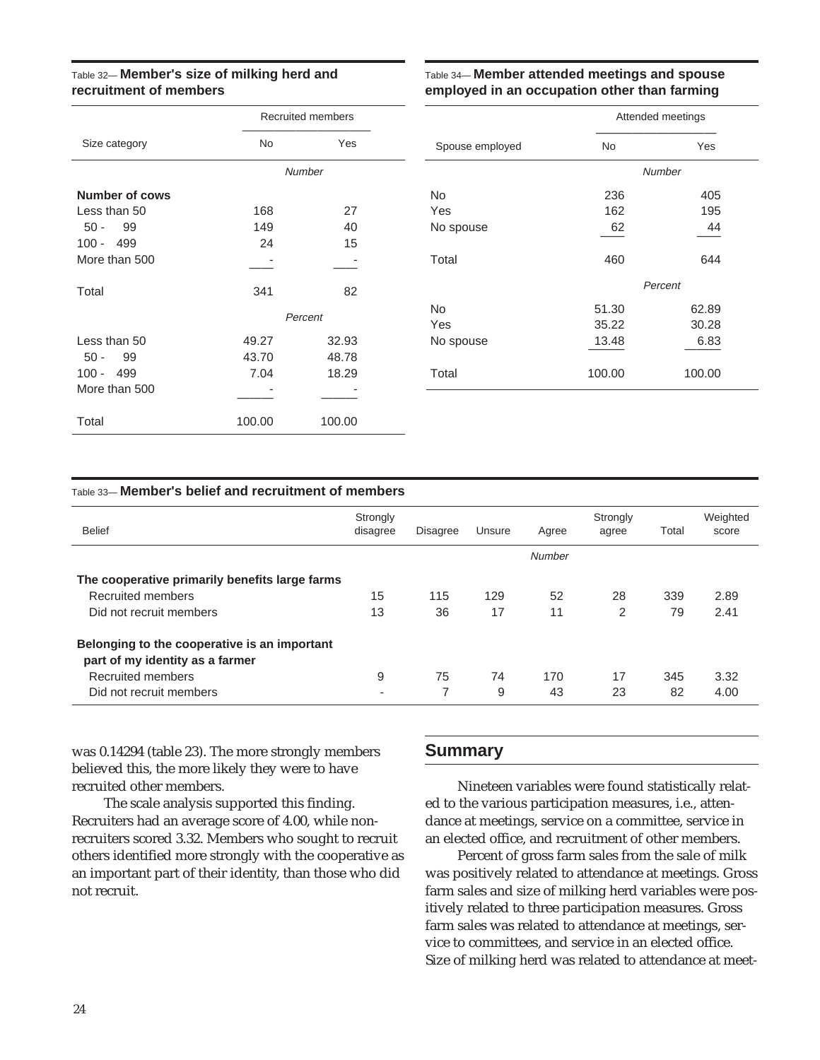Table 32— **Member's size of milking herd and recruitment of members**

| Size category | Recruited members | |
|---|---|---|
| | No | Yes |
| | *Number* | |
| **Number of cows** | | |
| Less than 50 | 168 | 27 |
| 50 - 99 | 149 | 40 |
| 100 - 499 | 24 | 15 |
| More than 500 | - | - |
| Total | 341 | 82 |
| | *Percent* | |
| Less than 50 | 49.27 | 32.93 |
| 50 - 99 | 43.70 | 48.78 |
| 100 - 499 | 7.04 | 18.29 |
| More than 500 | - | - |
| Total | 100.00 | 100.00 |

Table 34— **Member attended meetings and spouse employed in an occupation other than farming**

| Spouse employed | Attended meetings | |
|---|---|---|
| | No | Yes |
| | *Number* | |
| No | 236 | 405 |
| Yes | 162 | 195 |
| No spouse | 62 | 44 |
| Total | 460 | 644 |
| | *Percent* | |
| No | 51.30 | 62.89 |
| Yes | 35.22 | 30.28 |
| No spouse | 13.48 | 6.83 |
| Total | 100.00 | 100.00 |

Table 33— **Member's belief and recruitment of members**

| Belief | Strongly disagree | Disagree | Unsure | Agree | Strongly agree | Total | Weighted score |
|---|---|---|---|---|---|---|---|
| | | | | *Number* | | | |
| **The cooperative primarily benefits large farms** | | | | | | | |
| Recruited members | 15 | 115 | 129 | 52 | 28 | 339 | 2.89 |
| Did not recruit members | 13 | 36 | 17 | 11 | 2 | 79 | 2.41 |
| **Belonging to the cooperative is an important part of my identity as a farmer** | | | | | | | |
| Recruited members | 9 | 75 | 74 | 170 | 17 | 345 | 3.32 |
| Did not recruit members | - | 7 | 9 | 43 | 23 | 82 | 4.00 |

was 0.14294 (table 23). The more strongly members believed this, the more likely they were to have recruited other members.

The scale analysis supported this finding. Recruiters had an average score of 4.00, while nonrecruiters scored 3.32. Members who sought to recruit others identified more strongly with the cooperative as an important part of their identity, than those who did not recruit.

## Summary

Nineteen variables were found statistically related to the various participation measures, i.e., attendance at meetings, service on a committee, service in an elected office, and recruitment of other members.

Percent of gross farm sales from the sale of milk was positively related to attendance at meetings. Gross farm sales and size of milking herd variables were positively related to three participation measures. Gross farm sales was related to attendance at meetings, service to committees, and service in an elected office. Size of milking herd was related to attendance at meet-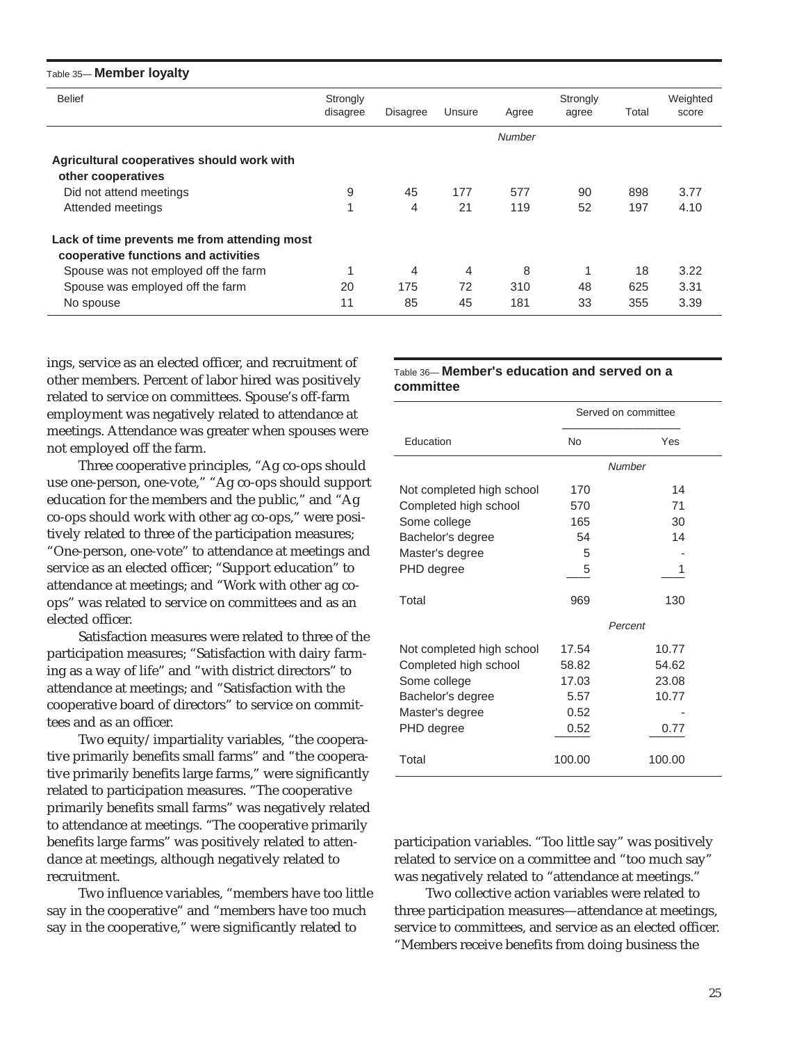Table 35— **Member loyalty**

| Belief | Strongly disagree | Disagree | Unsure | Agree | Strongly agree | Total | Weighted score |
|---|---|---|---|---|---|---|---|
| | | | | *Number* | | | |
| **Agricultural cooperatives should work with other cooperatives** | | | | | | | |
| Did not attend meetings | 9 | 45 | 177 | 577 | 90 | 898 | 3.77 |
| Attended meetings | 1 | 4 | 21 | 119 | 52 | 197 | 4.10 |
| **Lack of time prevents me from attending most cooperative functions and activities** | | | | | | | |
| Spouse was not employed off the farm | 1 | 4 | 4 | 8 | 1 | 18 | 3.22 |
| Spouse was employed off the farm | 20 | 175 | 72 | 310 | 48 | 625 | 3.31 |
| No spouse | 11 | 85 | 45 | 181 | 33 | 355 | 3.39 |

ings, service as an elected officer, and recruitment of other members. Percent of labor hired was positively related to service on committees. Spouse's off-farm employment was negatively related to attendance at meetings. Attendance was greater when spouses were not employed off the farm.

Three cooperative principles, "Ag co-ops should use one-person, one-vote," "Ag co-ops should support education for the members and the public," and "Ag co-ops should work with other ag co-ops," were positively related to three of the participation measures; "One-person, one-vote" to attendance at meetings and service as an elected officer; "Support education" to attendance at meetings; and "Work with other ag co-ops" was related to service on committees and as an elected officer.

Satisfaction measures were related to three of the participation measures; "Satisfaction with dairy farming as a way of life" and "with district directors" to attendance at meetings; and "Satisfaction with the cooperative board of directors" to service on committees and as an officer.

Two equity/impartiality variables, "the cooperative primarily benefits small farms" and "the cooperative primarily benefits large farms," were significantly related to participation measures. "The cooperative primarily benefits small farms" was negatively related to attendance at meetings. "The cooperative primarily benefits large farms" was positively related to attendance at meetings, although negatively related to recruitment.

Two influence variables, "members have too little say in the cooperative" and "members have too much say in the cooperative," were significantly related to participation variables. "Too little say" was positively related to service on a committee and "too much say" was negatively related to "attendance at meetings."

Two collective action variables were related to three participation measures—attendance at meetings, service to committees, and service as an elected officer. "Members receive benefits from doing business the

Table 36— **Member's education and served on a committee**

| | Served on committee | |
|---|---|---|
| Education | No | Yes |
| | *Number* | |
| Not completed high school | 170 | 14 |
| Completed high school | 570 | 71 |
| Some college | 165 | 30 |
| Bachelor's degree | 54 | 14 |
| Master's degree | 5 | - |
| PHD degree | 5 | 1 |
| Total | 969 | 130 |
| | *Percent* | |
| Not completed high school | 17.54 | 10.77 |
| Completed high school | 58.82 | 54.62 |
| Some college | 17.03 | 23.08 |
| Bachelor's degree | 5.57 | 10.77 |
| Master's degree | 0.52 | - |
| PHD degree | 0.52 | 0.77 |
| Total | 100.00 | 100.00 |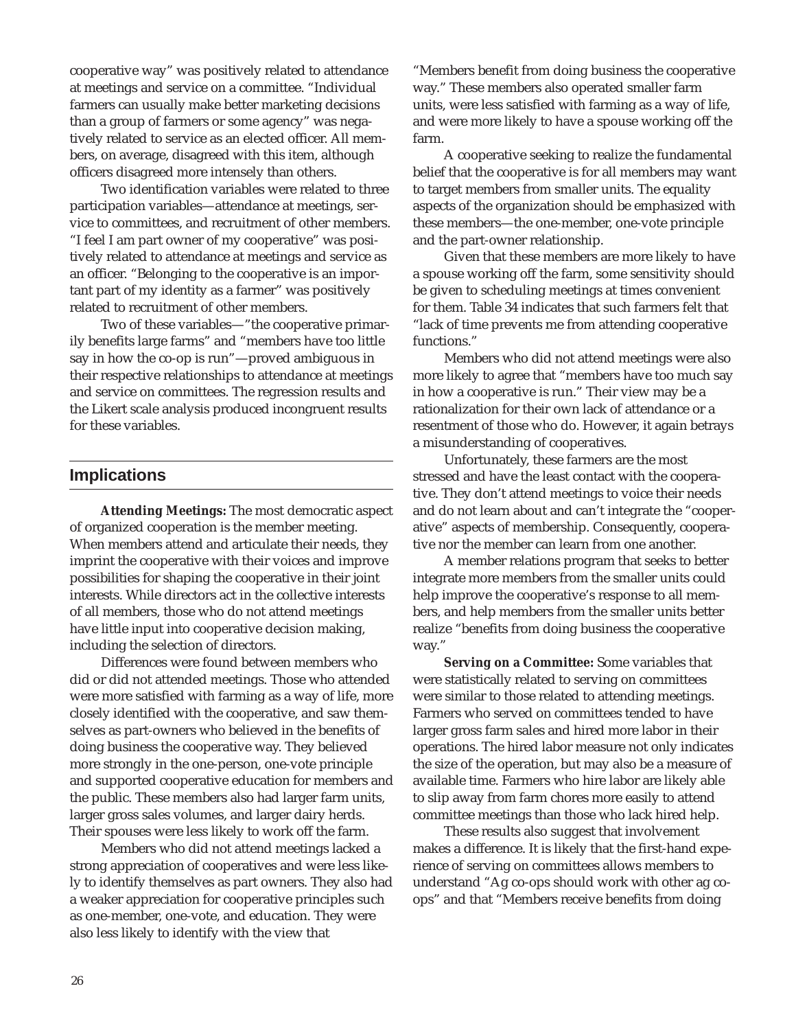cooperative way" was positively related to attendance at meetings and service on a committee. "Individual farmers can usually make better marketing decisions than a group of farmers or some agency" was negatively related to service as an elected officer. All members, on average, disagreed with this item, although officers disagreed more intensely than others.

Two identification variables were related to three participation variables—attendance at meetings, service to committees, and recruitment of other members. "I feel I am part owner of my cooperative" was positively related to attendance at meetings and service as an officer. "Belonging to the cooperative is an important part of my identity as a farmer" was positively related to recruitment of other members.

Two of these variables—"the cooperative primarily benefits large farms" and "members have too little say in how the co-op is run"—proved ambiguous in their respective relationships to attendance at meetings and service on committees. The regression results and the Likert scale analysis produced incongruent results for these variables.

## Implications

**Attending Meetings:** The most democratic aspect of organized cooperation is the member meeting. When members attend and articulate their needs, they imprint the cooperative with their voices and improve possibilities for shaping the cooperative in their joint interests. While directors act in the collective interests of all members, those who do not attend meetings have little input into cooperative decision making, including the selection of directors.

Differences were found between members who did or did not attended meetings. Those who attended were more satisfied with farming as a way of life, more closely identified with the cooperative, and saw themselves as part-owners who believed in the benefits of doing business the cooperative way. They believed more strongly in the one-person, one-vote principle and supported cooperative education for members and the public. These members also had larger farm units, larger gross sales volumes, and larger dairy herds. Their spouses were less likely to work off the farm.

Members who did not attend meetings lacked a strong appreciation of cooperatives and were less likely to identify themselves as part owners. They also had a weaker appreciation for cooperative principles such as one-member, one-vote, and education. They were also less likely to identify with the view that "Members benefit from doing business the cooperative way." These members also operated smaller farm units, were less satisfied with farming as a way of life, and were more likely to have a spouse working off the farm.

A cooperative seeking to realize the fundamental belief that the cooperative is for all members may want to target members from smaller units. The equality aspects of the organization should be emphasized with these members—the one-member, one-vote principle and the part-owner relationship.

Given that these members are more likely to have a spouse working off the farm, some sensitivity should be given to scheduling meetings at times convenient for them. Table 34 indicates that such farmers felt that "lack of time prevents me from attending cooperative functions."

Members who did not attend meetings were also more likely to agree that "members have too much say in how a cooperative is run." Their view may be a rationalization for their own lack of attendance or a resentment of those who do. However, it again betrays a misunderstanding of cooperatives.

Unfortunately, these farmers are the most stressed and have the least contact with the cooperative. They don't attend meetings to voice their needs and do not learn about and can't integrate the "cooperative" aspects of membership. Consequently, cooperative nor the member can learn from one another.

A member relations program that seeks to better integrate more members from the smaller units could help improve the cooperative's response to all members, and help members from the smaller units better realize "benefits from doing business the cooperative way."

**Serving on a Committee:** Some variables that were statistically related to serving on committees were similar to those related to attending meetings. Farmers who served on committees tended to have larger gross farm sales and hired more labor in their operations. The hired labor measure not only indicates the size of the operation, but may also be a measure of available time. Farmers who hire labor are likely able to slip away from farm chores more easily to attend committee meetings than those who lack hired help.

These results also suggest that involvement makes a difference. It is likely that the first-hand experience of serving on committees allows members to understand "Ag co-ops should work with other ag co-ops" and that "Members receive benefits from doing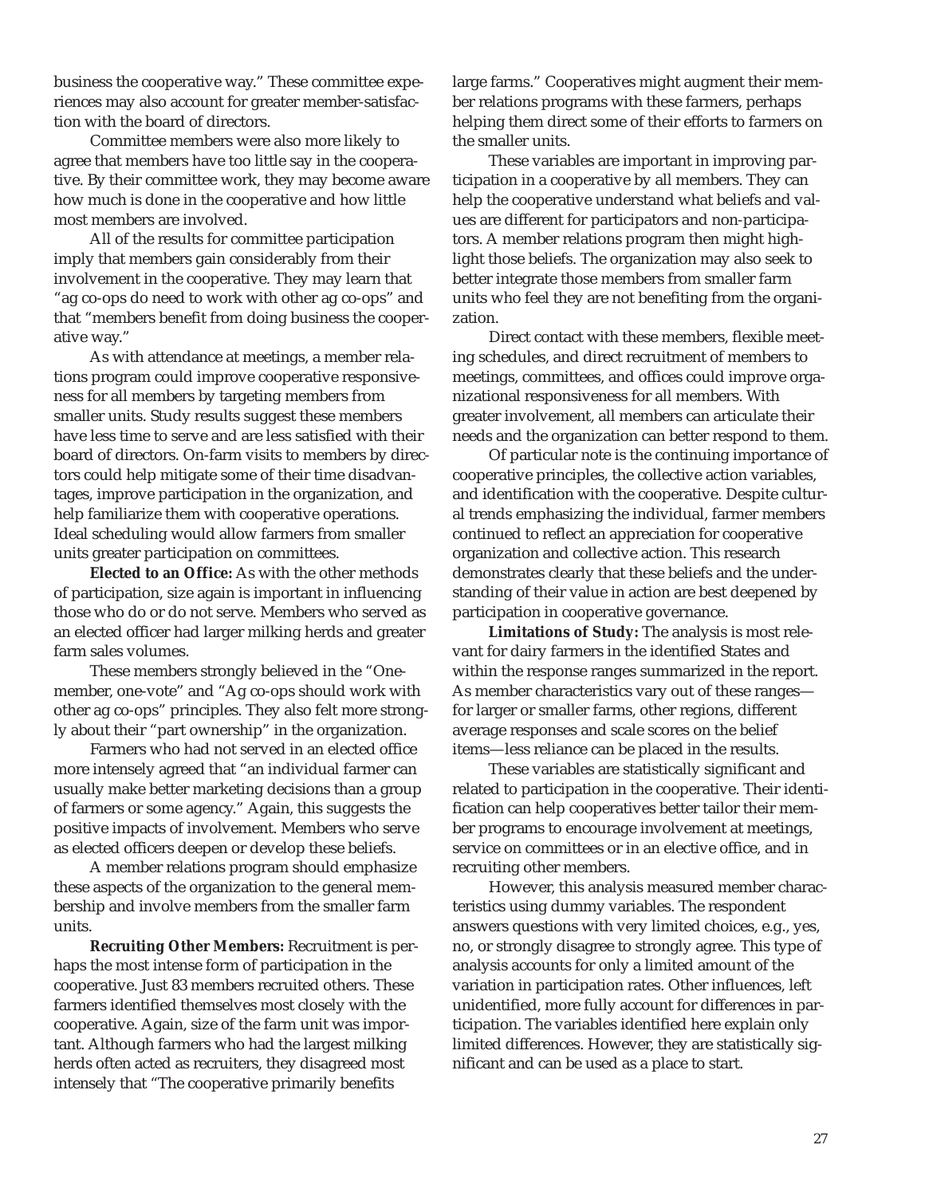business the cooperative way." These committee experiences may also account for greater member-satisfaction with the board of directors.

Committee members were also more likely to agree that members have too little say in the cooperative. By their committee work, they may become aware how much is done in the cooperative and how little most members are involved.

All of the results for committee participation imply that members gain considerably from their involvement in the cooperative. They may learn that "ag co-ops do need to work with other ag co-ops" and that "members benefit from doing business the cooperative way."

As with attendance at meetings, a member relations program could improve cooperative responsiveness for all members by targeting members from smaller units. Study results suggest these members have less time to serve and are less satisfied with their board of directors. On-farm visits to members by directors could help mitigate some of their time disadvantages, improve participation in the organization, and help familiarize them with cooperative operations. Ideal scheduling would allow farmers from smaller units greater participation on committees.

**Elected to an Office:** As with the other methods of participation, size again is important in influencing those who do or do not serve. Members who served as an elected officer had larger milking herds and greater farm sales volumes.

These members strongly believed in the "One-member, one-vote" and "Ag co-ops should work with other ag co-ops" principles. They also felt more strongly about their "part ownership" in the organization.

Farmers who had not served in an elected office more intensely agreed that "an individual farmer can usually make better marketing decisions than a group of farmers or some agency." Again, this suggests the positive impacts of involvement. Members who serve as elected officers deepen or develop these beliefs.

A member relations program should emphasize these aspects of the organization to the general membership and involve members from the smaller farm units.

**Recruiting Other Members:** Recruitment is perhaps the most intense form of participation in the cooperative. Just 83 members recruited others. These farmers identified themselves most closely with the cooperative. Again, size of the farm unit was important. Although farmers who had the largest milking herds often acted as recruiters, they disagreed most intensely that "The cooperative primarily benefits large farms." Cooperatives might augment their member relations programs with these farmers, perhaps helping them direct some of their efforts to farmers on the smaller units.

These variables are important in improving participation in a cooperative by all members. They can help the cooperative understand what beliefs and values are different for participators and non-participators. A member relations program then might highlight those beliefs. The organization may also seek to better integrate those members from smaller farm units who feel they are not benefiting from the organization.

Direct contact with these members, flexible meeting schedules, and direct recruitment of members to meetings, committees, and offices could improve organizational responsiveness for all members. With greater involvement, all members can articulate their needs and the organization can better respond to them.

Of particular note is the continuing importance of cooperative principles, the collective action variables, and identification with the cooperative. Despite cultural trends emphasizing the individual, farmer members continued to reflect an appreciation for cooperative organization and collective action. This research demonstrates clearly that these beliefs and the understanding of their value in action are best deepened by participation in cooperative governance.

**Limitations of Study:** The analysis is most relevant for dairy farmers in the identified States and within the response ranges summarized in the report. As member characteristics vary out of these ranges—for larger or smaller farms, other regions, different average responses and scale scores on the belief items—less reliance can be placed in the results.

These variables are statistically significant and related to participation in the cooperative. Their identification can help cooperatives better tailor their member programs to encourage involvement at meetings, service on committees or in an elective office, and in recruiting other members.

However, this analysis measured member characteristics using dummy variables. The respondent answers questions with very limited choices, e.g., yes, no, or strongly disagree to strongly agree. This type of analysis accounts for only a limited amount of the variation in participation rates. Other influences, left unidentified, more fully account for differences in participation. The variables identified here explain only limited differences. However, they are statistically significant and can be used as a place to start.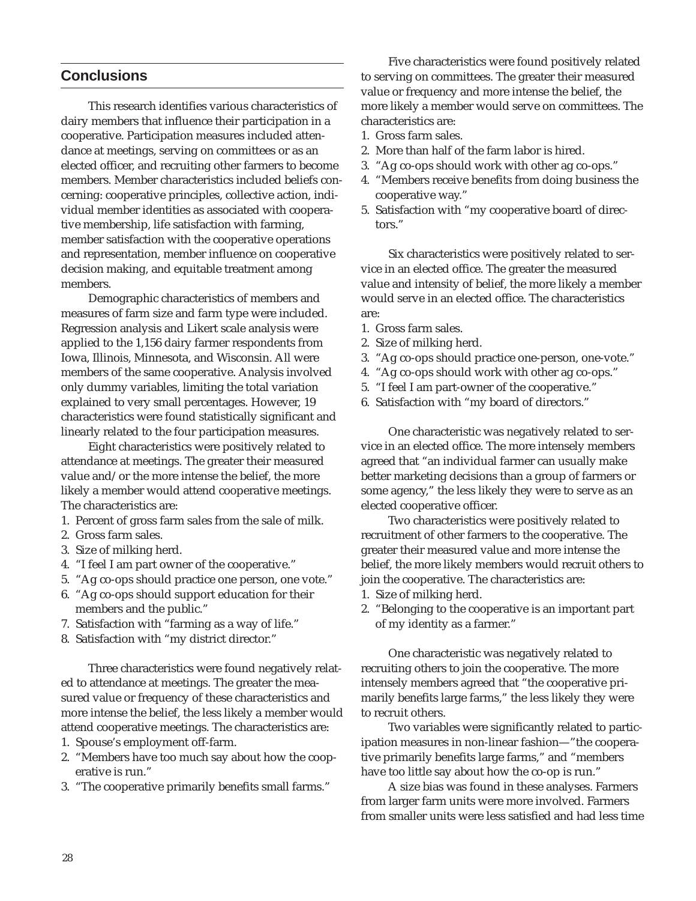## Conclusions

This research identifies various characteristics of dairy members that influence their participation in a cooperative. Participation measures included attendance at meetings, serving on committees or as an elected officer, and recruiting other farmers to become members. Member characteristics included beliefs concerning: cooperative principles, collective action, individual member identities as associated with cooperative membership, life satisfaction with farming, member satisfaction with the cooperative operations and representation, member influence on cooperative decision making, and equitable treatment among members.

Demographic characteristics of members and measures of farm size and farm type were included. Regression analysis and Likert scale analysis were applied to the 1,156 dairy farmer respondents from Iowa, Illinois, Minnesota, and Wisconsin. All were members of the same cooperative. Analysis involved only dummy variables, limiting the total variation explained to very small percentages. However, 19 characteristics were found statistically significant and linearly related to the four participation measures.

Eight characteristics were positively related to attendance at meetings. The greater their measured value and/or the more intense the belief, the more likely a member would attend cooperative meetings. The characteristics are:

1. Percent of gross farm sales from the sale of milk.
2. Gross farm sales.
3. Size of milking herd.
4. "I feel I am part owner of the cooperative."
5. "Ag co-ops should practice one person, one vote."
6. "Ag co-ops should support education for their members and the public."
7. Satisfaction with "farming as a way of life."
8. Satisfaction with "my district director."

Three characteristics were found negatively related to attendance at meetings. The greater the measured value or frequency of these characteristics and more intense the belief, the less likely a member would attend cooperative meetings. The characteristics are:

1. Spouse's employment off-farm.
2. "Members have too much say about how the cooperative is run."
3. "The cooperative primarily benefits small farms."

Five characteristics were found positively related to serving on committees. The greater their measured value or frequency and more intense the belief, the more likely a member would serve on committees. The characteristics are:

1. Gross farm sales.
2. More than half of the farm labor is hired.
3. "Ag co-ops should work with other ag co-ops."
4. "Members receive benefits from doing business the cooperative way."
5. Satisfaction with "my cooperative board of directors."

Six characteristics were positively related to service in an elected office. The greater the measured value and intensity of belief, the more likely a member would serve in an elected office. The characteristics are:

1. Gross farm sales.
2. Size of milking herd.
3. "Ag co-ops should practice one-person, one-vote."
4. "Ag co-ops should work with other ag co-ops."
5. "I feel I am part-owner of the cooperative."
6. Satisfaction with "my board of directors."

One characteristic was negatively related to service in an elected office. The more intensely members agreed that "an individual farmer can usually make better marketing decisions than a group of farmers or some agency," the less likely they were to serve as an elected cooperative officer.

Two characteristics were positively related to recruitment of other farmers to the cooperative. The greater their measured value and more intense the belief, the more likely members would recruit others to join the cooperative. The characteristics are:

1. Size of milking herd.
2. "Belonging to the cooperative is an important part of my identity as a farmer."

One characteristic was negatively related to recruiting others to join the cooperative. The more intensely members agreed that "the cooperative primarily benefits large farms," the less likely they were to recruit others.

Two variables were significantly related to participation measures in non-linear fashion—"the cooperative primarily benefits large farms," and "members have too little say about how the co-op is run."

A size bias was found in these analyses. Farmers from larger farm units were more involved. Farmers from smaller units were less satisfied and had less time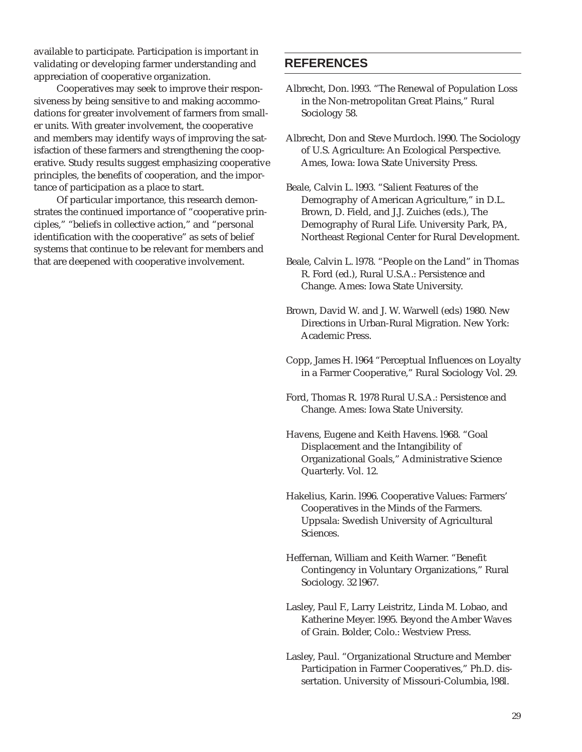available to participate. Participation is important in validating or developing farmer understanding and appreciation of cooperative organization.

Cooperatives may seek to improve their responsiveness by being sensitive to and making accommodations for greater involvement of farmers from smaller units. With greater involvement, the cooperative and members may identify ways of improving the satisfaction of these farmers and strengthening the cooperative. Study results suggest emphasizing cooperative principles, the benefits of cooperation, and the importance of participation as a place to start.

Of particular importance, this research demonstrates the continued importance of "cooperative principles," "beliefs in collective action," and "personal identification with the cooperative" as sets of belief systems that continue to be relevant for members and that are deepened with cooperative involvement.

## REFERENCES

Albrecht, Don. l993. "The Renewal of Population Loss in the Non-metropolitan Great Plains," Rural Sociology 58.

Albrecht, Don and Steve Murdoch. l990. The Sociology of U.S. Agriculture: An Ecological Perspective. Ames, Iowa: Iowa State University Press.

Beale, Calvin L. l993. "Salient Features of the Demography of American Agriculture," in D.L. Brown, D. Field, and J.J. Zuiches (eds.), The Demography of Rural Life. University Park, PA, Northeast Regional Center for Rural Development.

Beale, Calvin L. l978. "People on the Land" in Thomas R. Ford (ed.), Rural U.S.A.: Persistence and Change. Ames: Iowa State University.

Brown, David W. and J. W. Warwell (eds) 1980. New Directions in Urban-Rural Migration. New York: Academic Press.

Copp, James H. l964 "Perceptual Influences on Loyalty in a Farmer Cooperative," Rural Sociology Vol. 29.

Ford, Thomas R. 1978 Rural U.S.A.: Persistence and Change. Ames: Iowa State University.

Havens, Eugene and Keith Havens. l968. "Goal Displacement and the Intangibility of Organizational Goals," Administrative Science Quarterly. Vol. 12.

Hakelius, Karin. l996. Cooperative Values: Farmers' Cooperatives in the Minds of the Farmers. Uppsala: Swedish University of Agricultural Sciences.

Heffernan, William and Keith Warner. "Benefit Contingency in Voluntary Organizations," Rural Sociology. 32 l967.

Lasley, Paul F., Larry Leistritz, Linda M. Lobao, and Katherine Meyer. l995. Beyond the Amber Waves of Grain. Bolder, Colo.: Westview Press.

Lasley, Paul. "Organizational Structure and Member Participation in Farmer Cooperatives," Ph.D. dissertation. University of Missouri-Columbia, l98l.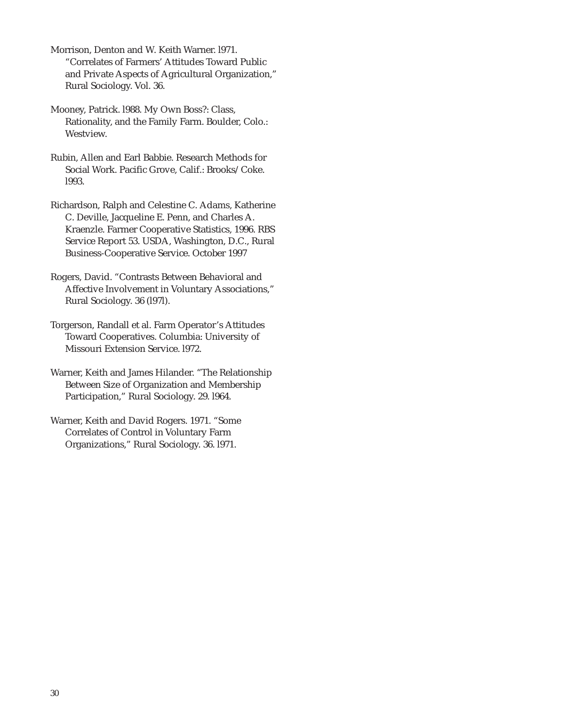Morrison, Denton and W. Keith Warner. l971. "Correlates of Farmers' Attitudes Toward Public and Private Aspects of Agricultural Organization," Rural Sociology. Vol. 36.

Mooney, Patrick. l988. My Own Boss?: Class, Rationality, and the Family Farm. Boulder, Colo.: Westview.

Rubin, Allen and Earl Babbie. Research Methods for Social Work. Pacific Grove, Calif.: Brooks/Coke. l993.

Richardson, Ralph and Celestine C. Adams, Katherine C. Deville, Jacqueline E. Penn, and Charles A. Kraenzle. Farmer Cooperative Statistics, 1996. RBS Service Report 53. USDA, Washington, D.C., Rural Business-Cooperative Service. October 1997

Rogers, David. "Contrasts Between Behavioral and Affective Involvement in Voluntary Associations," Rural Sociology. 36 (l97l).

Torgerson, Randall et al. Farm Operator's Attitudes Toward Cooperatives. Columbia: University of Missouri Extension Service. l972.

Warner, Keith and James Hilander. "The Relationship Between Size of Organization and Membership Participation," Rural Sociology. 29. l964.

Warner, Keith and David Rogers. 1971. "Some Correlates of Control in Voluntary Farm Organizations," Rural Sociology. 36. l971.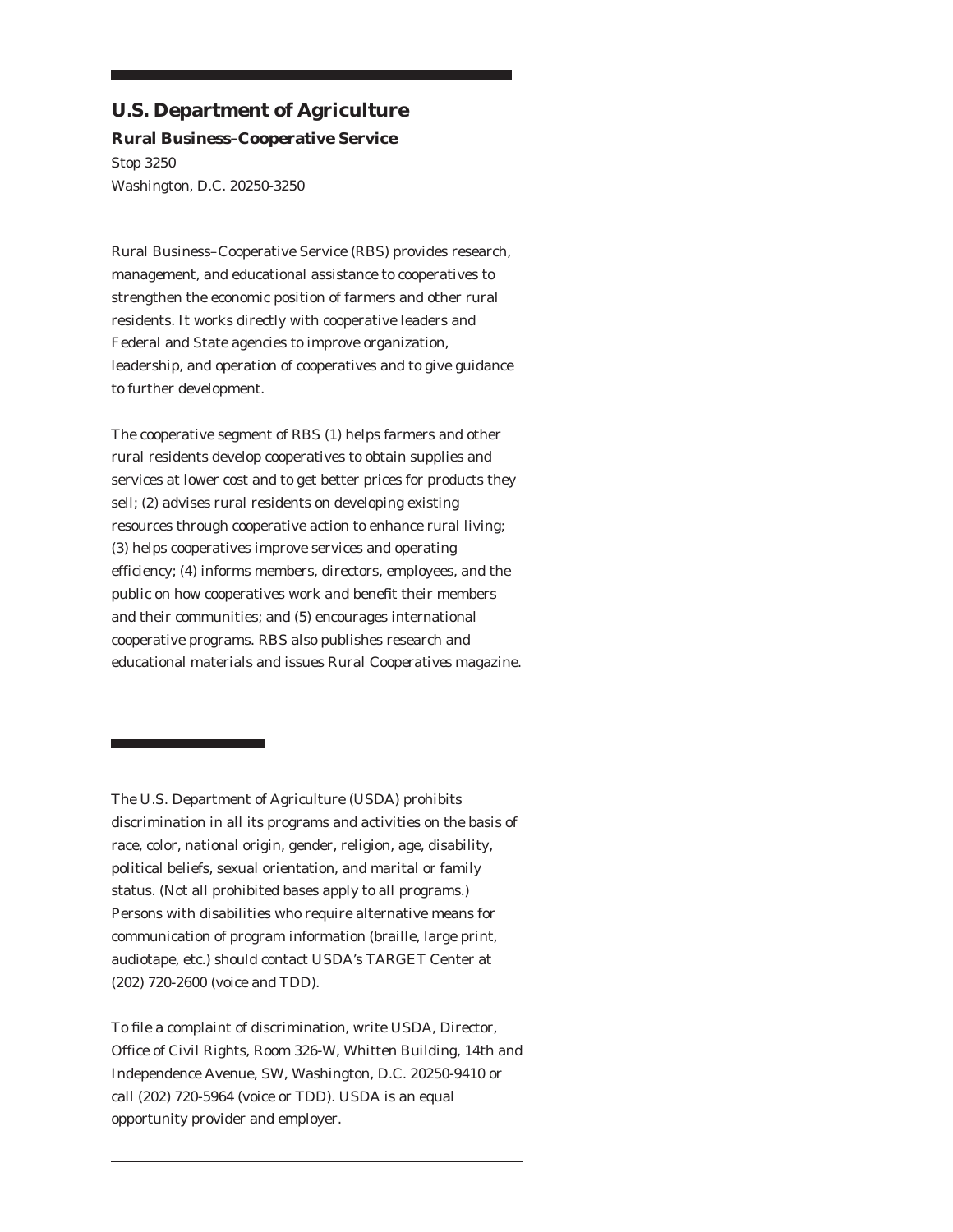## U.S. Department of Agriculture

### Rural Business–Cooperative Service

Stop 3250
Washington, D.C. 20250-3250

Rural Business–Cooperative Service (RBS) provides research, management, and educational assistance to cooperatives to strengthen the economic position of farmers and other rural residents. It works directly with cooperative leaders and Federal and State agencies to improve organization, leadership, and operation of cooperatives and to give guidance to further development.

The cooperative segment of RBS (1) helps farmers and other rural residents develop cooperatives to obtain supplies and services at lower cost and to get better prices for products they sell; (2) advises rural residents on developing existing resources through cooperative action to enhance rural living; (3) helps cooperatives improve services and operating efficiency; (4) informs members, directors, employees, and the public on how cooperatives work and benefit their members and their communities; and (5) encourages international cooperative programs. RBS also publishes research and educational materials and issues *Rural Cooperatives* magazine.

---

The U.S. Department of Agriculture (USDA) prohibits discrimination in all its programs and activities on the basis of race, color, national origin, gender, religion, age, disability, political beliefs, sexual orientation, and marital or family status. (Not all prohibited bases apply to all programs.) Persons with disabilities who require alternative means for communication of program information (braille, large print, audiotape, etc.) should contact USDA's TARGET Center at (202) 720-2600 (voice and TDD).

To file a complaint of discrimination, write USDA, Director, Office of Civil Rights, Room 326-W, Whitten Building, 14th and Independence Avenue, SW, Washington, D.C. 20250-9410 or call (202) 720-5964 (voice or TDD). USDA is an equal opportunity provider and employer.